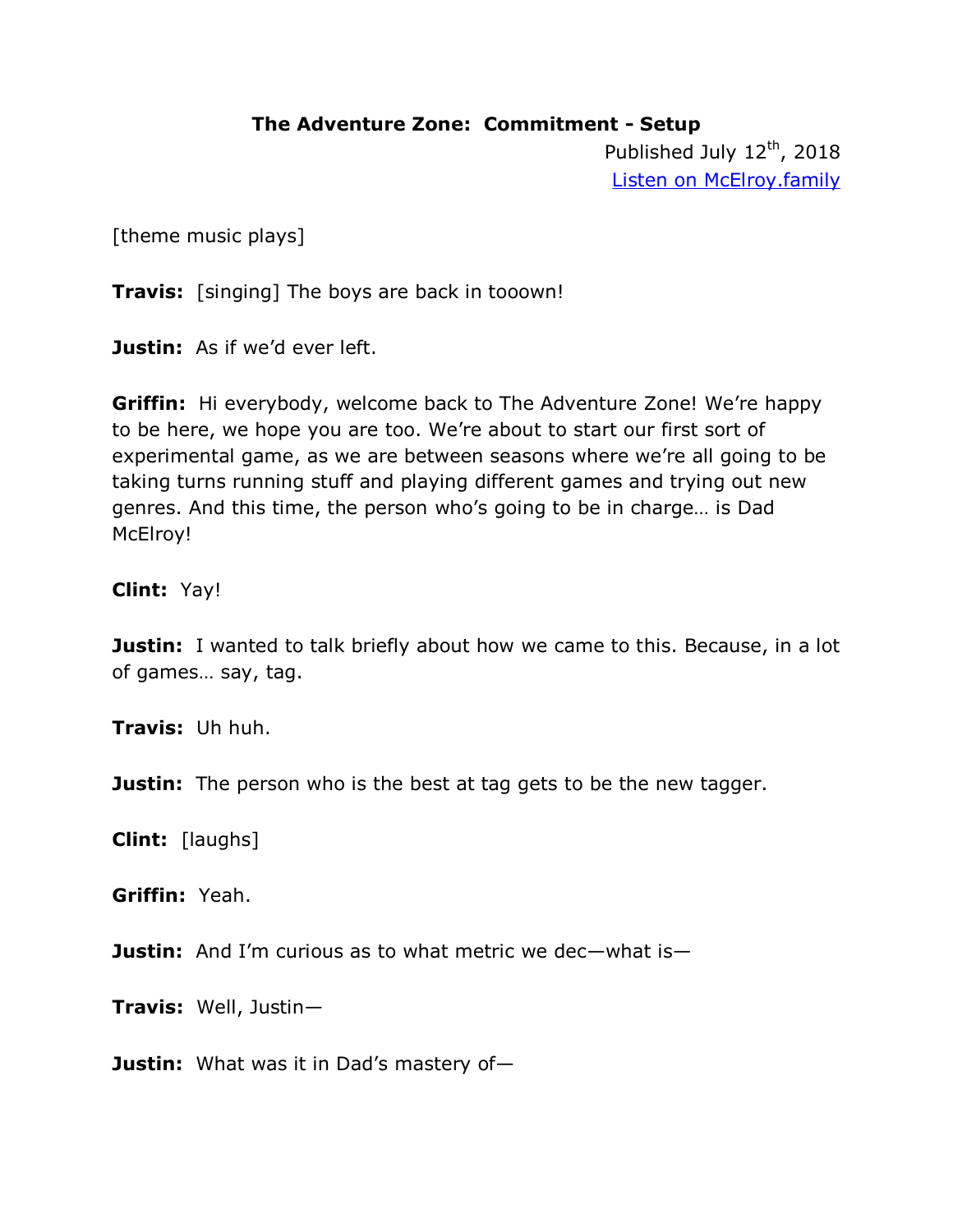**The Adventure Zone: Commitment - Setup**

Published July 12th, 2018

[Listen on McElroy.family]

[theme music plays]

**Travis:** [singing] The boys are back in tooown!

**Justin:** As if we'd ever left.

**Griffin:** Hi everybody, welcome back to The Adventure Zone! We're happy to be here, we hope you are too. We're about to start our first sort of experimental game, as we are between seasons where we're all going to be taking turns running stuff and playing different games and trying out new genres. And this time, the person who's going to be in charge… is Dad McElroy!

**Clint:** Yay!

**Justin:** I wanted to talk briefly about how we came to this. Because, in a lot of games… say, tag.

**Travis:** Uh huh.

**Justin:** The person who is the best at tag gets to be the new tagger.

**Clint:** [laughs]

**Griffin:** Yeah.

**Justin:** And I'm curious as to what metric we dec—what is—

**Travis:** Well, Justin—

**Justin:** What was it in Dad's mastery of—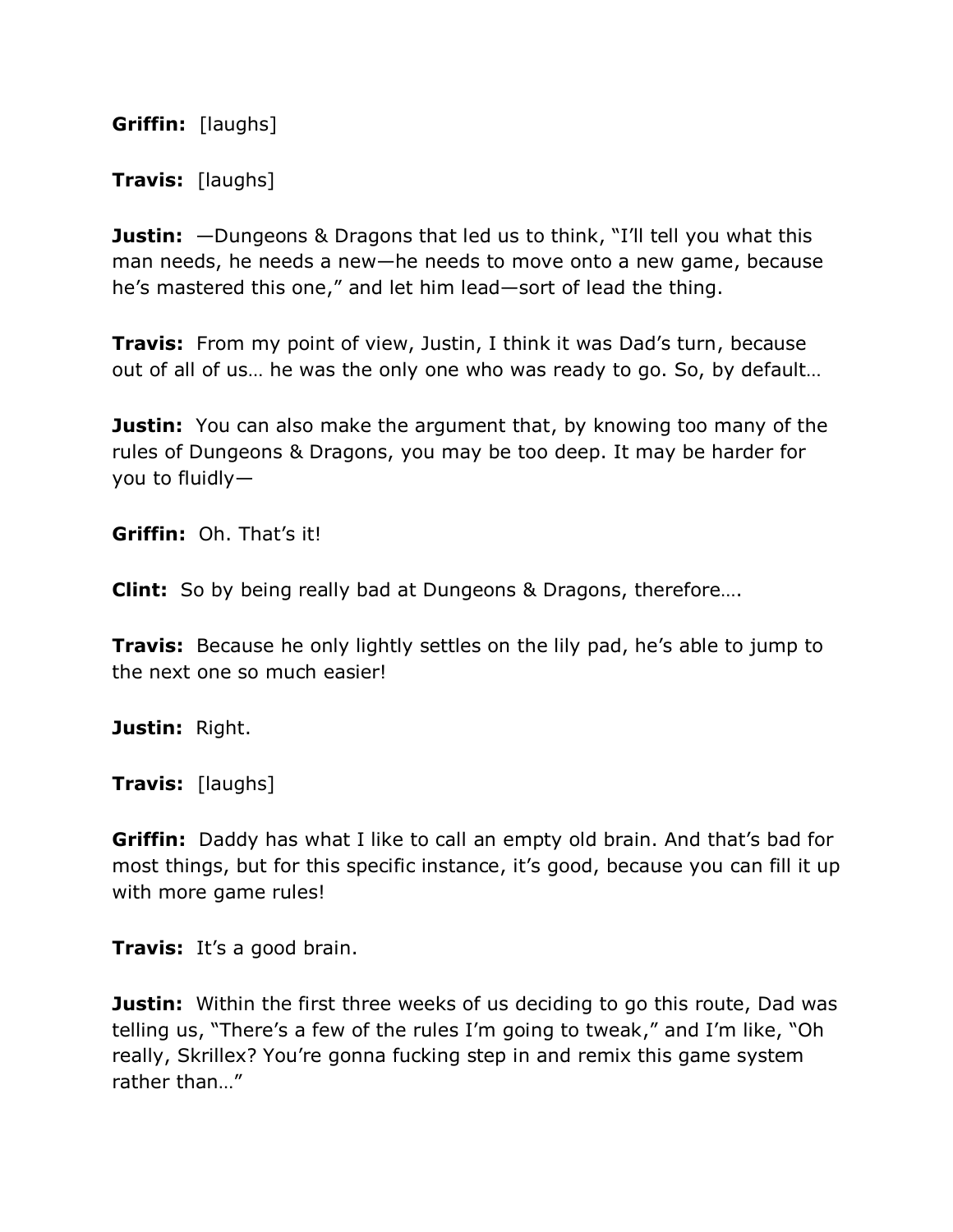**Griffin:** [laughs]

**Travis:** [laughs]

**Justin:** —Dungeons & Dragons that led us to think, "I'll tell you what this man needs, he needs a new—he needs to move onto a new game, because he's mastered this one," and let him lead—sort of lead the thing.

**Travis:** From my point of view, Justin, I think it was Dad's turn, because out of all of us… he was the only one who was ready to go. So, by default…

**Justin:** You can also make the argument that, by knowing too many of the rules of Dungeons & Dragons, you may be too deep. It may be harder for you to fluidly—

**Griffin:** Oh. That's it!

**Clint:** So by being really bad at Dungeons & Dragons, therefore….

**Travis:** Because he only lightly settles on the lily pad, he's able to jump to the next one so much easier!

**Justin:** Right.

**Travis:** [laughs]

**Griffin:** Daddy has what I like to call an empty old brain. And that's bad for most things, but for this specific instance, it's good, because you can fill it up with more game rules!

**Travis:** It's a good brain.

**Justin:** Within the first three weeks of us deciding to go this route, Dad was telling us, "There's a few of the rules I'm going to tweak," and I'm like, "Oh really, Skrillex? You're gonna fucking step in and remix this game system rather than…"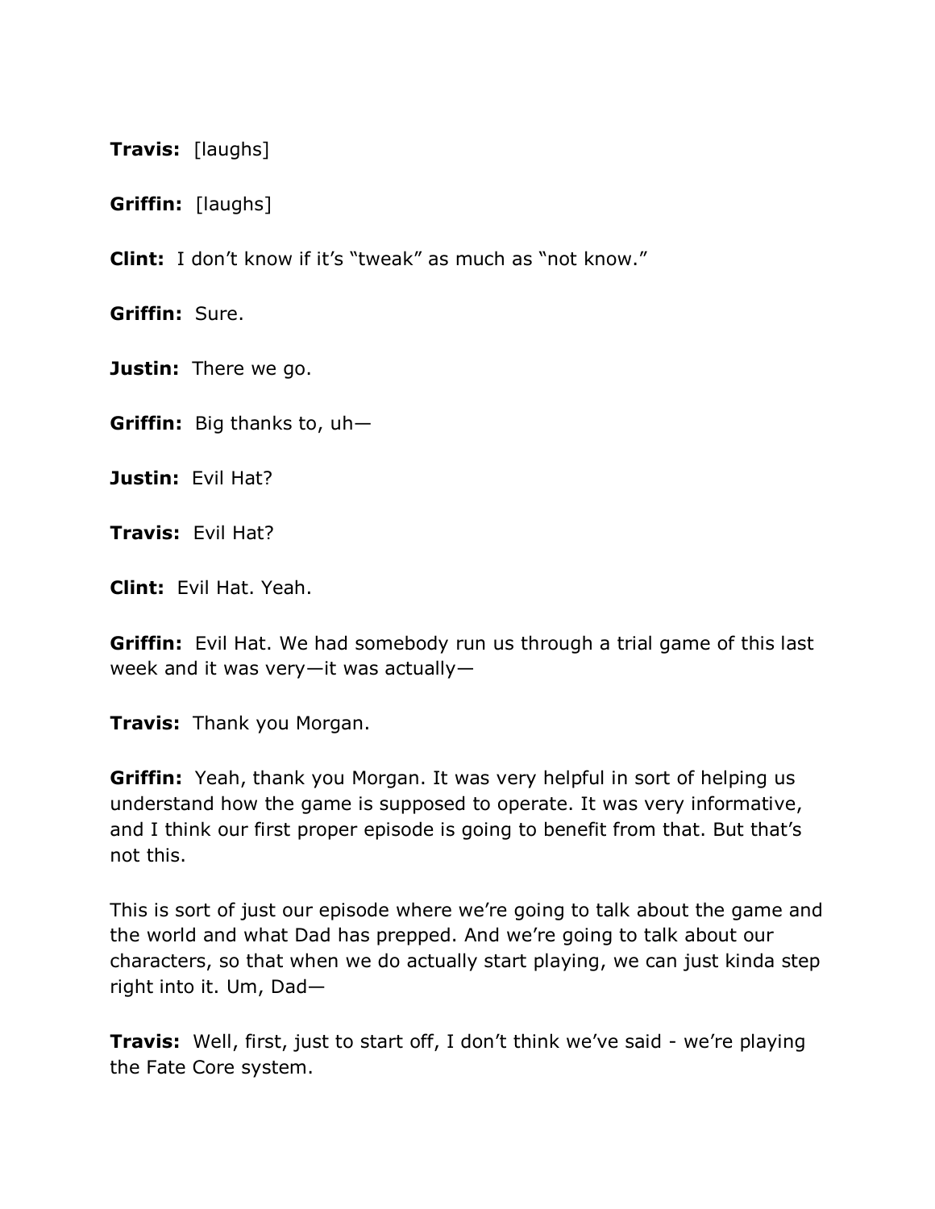**Travis:** [laughs]

**Griffin:** [laughs]

**Clint:** I don't know if it's "tweak" as much as "not know."

**Griffin:** Sure.

**Justin:** There we go.

**Griffin:** Big thanks to, uh—

**Justin:** Evil Hat?

**Travis:** Evil Hat?

**Clint:** Evil Hat. Yeah.

**Griffin:** Evil Hat. We had somebody run us through a trial game of this last week and it was very—it was actually—

**Travis:** Thank you Morgan.

**Griffin:** Yeah, thank you Morgan. It was very helpful in sort of helping us understand how the game is supposed to operate. It was very informative, and I think our first proper episode is going to benefit from that. But that's not this.

This is sort of just our episode where we're going to talk about the game and the world and what Dad has prepped. And we're going to talk about our characters, so that when we do actually start playing, we can just kinda step right into it. Um, Dad—

**Travis:** Well, first, just to start off, I don't think we've said - we're playing the Fate Core system.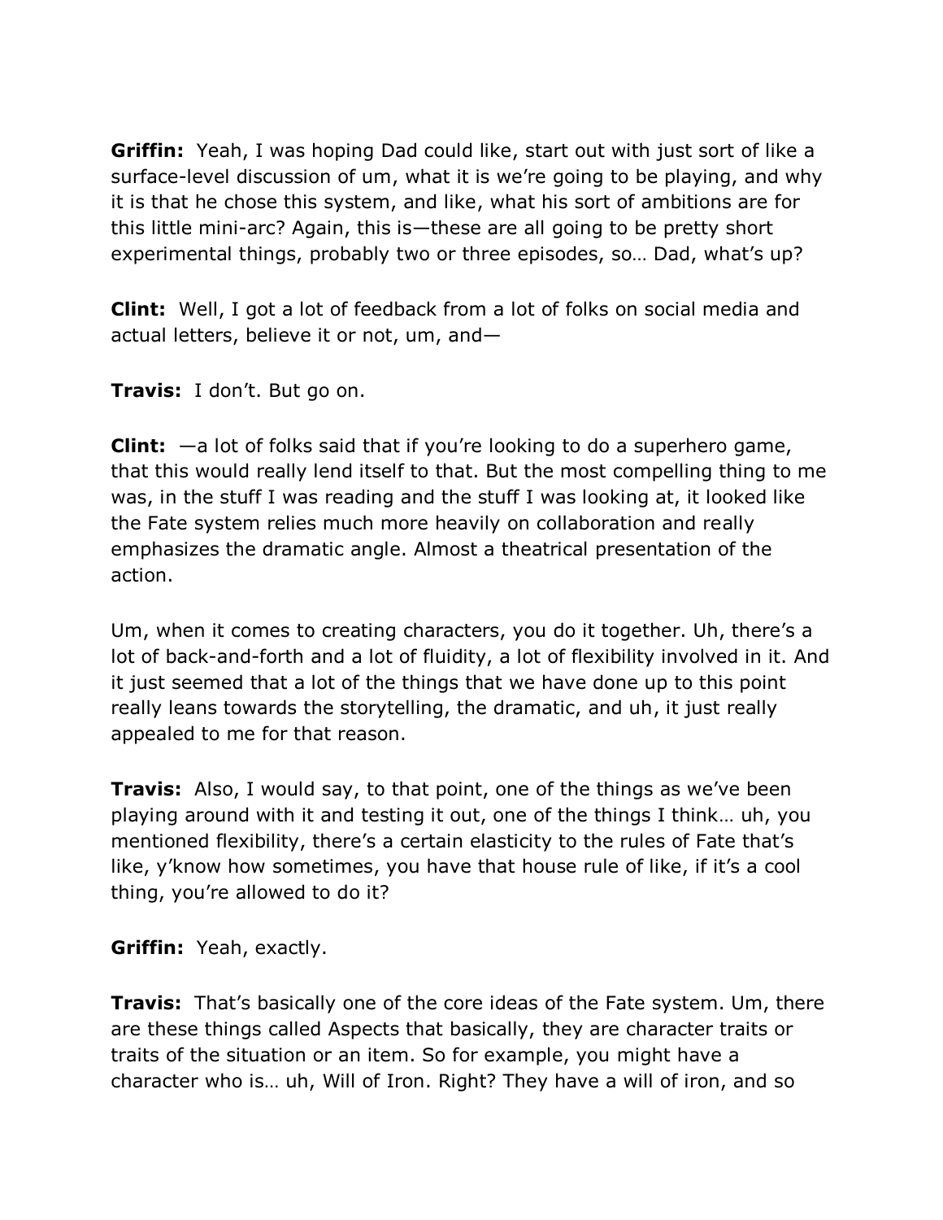**Griffin:** Yeah, I was hoping Dad could like, start out with just sort of like a surface-level discussion of um, what it is we're going to be playing, and why it is that he chose this system, and like, what his sort of ambitions are for this little mini-arc? Again, this is—these are all going to be pretty short experimental things, probably two or three episodes, so… Dad, what's up?

**Clint:** Well, I got a lot of feedback from a lot of folks on social media and actual letters, believe it or not, um, and—

**Travis:** I don't. But go on.

**Clint:** —a lot of folks said that if you're looking to do a superhero game, that this would really lend itself to that. But the most compelling thing to me was, in the stuff I was reading and the stuff I was looking at, it looked like the Fate system relies much more heavily on collaboration and really emphasizes the dramatic angle. Almost a theatrical presentation of the action.

Um, when it comes to creating characters, you do it together. Uh, there's a lot of back-and-forth and a lot of fluidity, a lot of flexibility involved in it. And it just seemed that a lot of the things that we have done up to this point really leans towards the storytelling, the dramatic, and uh, it just really appealed to me for that reason.

**Travis:** Also, I would say, to that point, one of the things as we've been playing around with it and testing it out, one of the things I think… uh, you mentioned flexibility, there's a certain elasticity to the rules of Fate that's like, y'know how sometimes, you have that house rule of like, if it's a cool thing, you're allowed to do it?

**Griffin:** Yeah, exactly.

**Travis:** That's basically one of the core ideas of the Fate system. Um, there are these things called Aspects that basically, they are character traits or traits of the situation or an item. So for example, you might have a character who is… uh, Will of Iron. Right? They have a will of iron, and so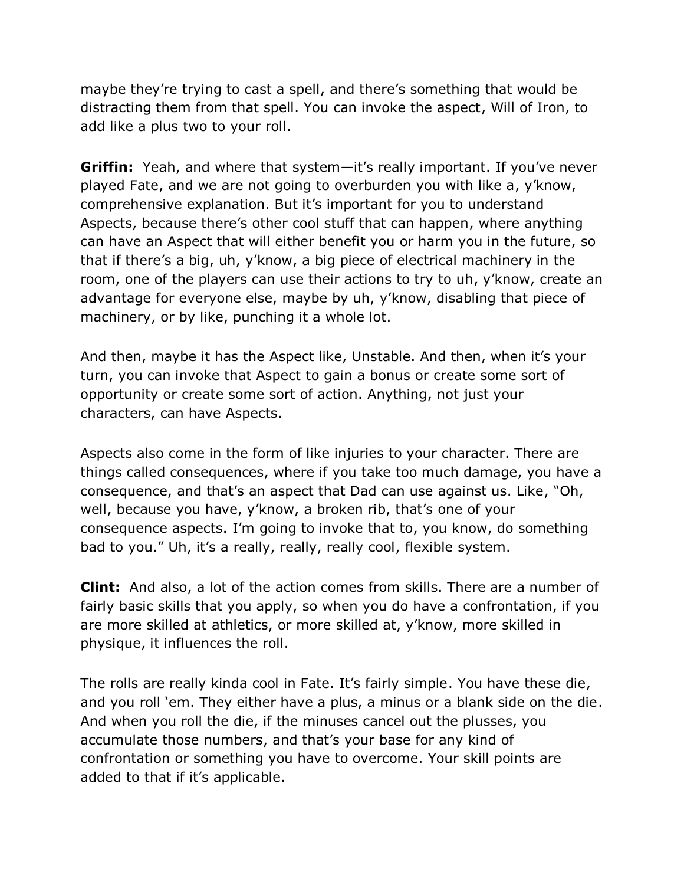maybe they're trying to cast a spell, and there's something that would be distracting them from that spell. You can invoke the aspect, Will of Iron, to add like a plus two to your roll.

**Griffin:** Yeah, and where that system—it's really important. If you've never played Fate, and we are not going to overburden you with like a, y'know, comprehensive explanation. But it's important for you to understand Aspects, because there's other cool stuff that can happen, where anything can have an Aspect that will either benefit you or harm you in the future, so that if there's a big, uh, y'know, a big piece of electrical machinery in the room, one of the players can use their actions to try to uh, y'know, create an advantage for everyone else, maybe by uh, y'know, disabling that piece of machinery, or by like, punching it a whole lot.

And then, maybe it has the Aspect like, Unstable. And then, when it's your turn, you can invoke that Aspect to gain a bonus or create some sort of opportunity or create some sort of action. Anything, not just your characters, can have Aspects.

Aspects also come in the form of like injuries to your character. There are things called consequences, where if you take too much damage, you have a consequence, and that's an aspect that Dad can use against us. Like, "Oh, well, because you have, y'know, a broken rib, that's one of your consequence aspects. I'm going to invoke that to, you know, do something bad to you." Uh, it's a really, really, really cool, flexible system.

**Clint:** And also, a lot of the action comes from skills. There are a number of fairly basic skills that you apply, so when you do have a confrontation, if you are more skilled at athletics, or more skilled at, y'know, more skilled in physique, it influences the roll.

The rolls are really kinda cool in Fate. It's fairly simple. You have these die, and you roll 'em. They either have a plus, a minus or a blank side on the die. And when you roll the die, if the minuses cancel out the plusses, you accumulate those numbers, and that's your base for any kind of confrontation or something you have to overcome. Your skill points are added to that if it's applicable.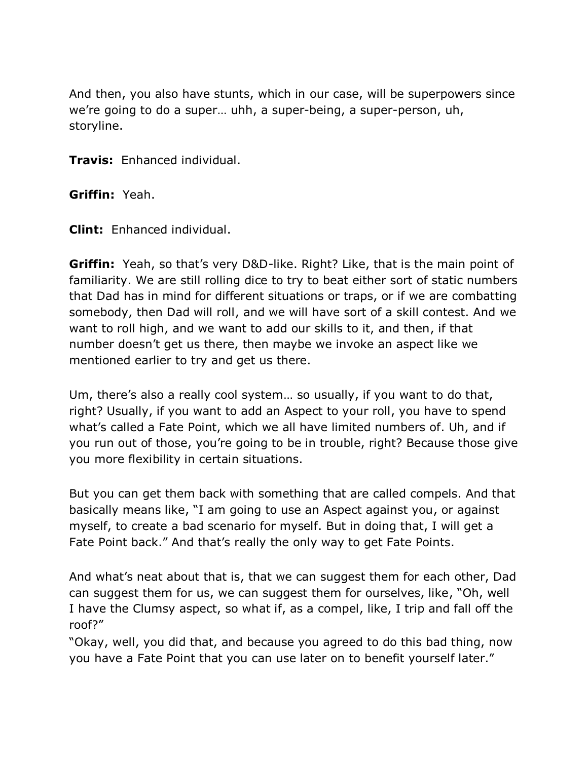And then, you also have stunts, which in our case, will be superpowers since we're going to do a super… uhh, a super-being, a super-person, uh, storyline.

**Travis:** Enhanced individual.

**Griffin:** Yeah.

**Clint:** Enhanced individual.

**Griffin:** Yeah, so that's very D&D-like. Right? Like, that is the main point of familiarity. We are still rolling dice to try to beat either sort of static numbers that Dad has in mind for different situations or traps, or if we are combatting somebody, then Dad will roll, and we will have sort of a skill contest. And we want to roll high, and we want to add our skills to it, and then, if that number doesn't get us there, then maybe we invoke an aspect like we mentioned earlier to try and get us there.

Um, there's also a really cool system… so usually, if you want to do that, right? Usually, if you want to add an Aspect to your roll, you have to spend what's called a Fate Point, which we all have limited numbers of. Uh, and if you run out of those, you're going to be in trouble, right? Because those give you more flexibility in certain situations.

But you can get them back with something that are called compels. And that basically means like, "I am going to use an Aspect against you, or against myself, to create a bad scenario for myself. But in doing that, I will get a Fate Point back." And that's really the only way to get Fate Points.

And what's neat about that is, that we can suggest them for each other, Dad can suggest them for us, we can suggest them for ourselves, like, "Oh, well I have the Clumsy aspect, so what if, as a compel, like, I trip and fall off the roof?"
"Okay, well, you did that, and because you agreed to do this bad thing, now you have a Fate Point that you can use later on to benefit yourself later."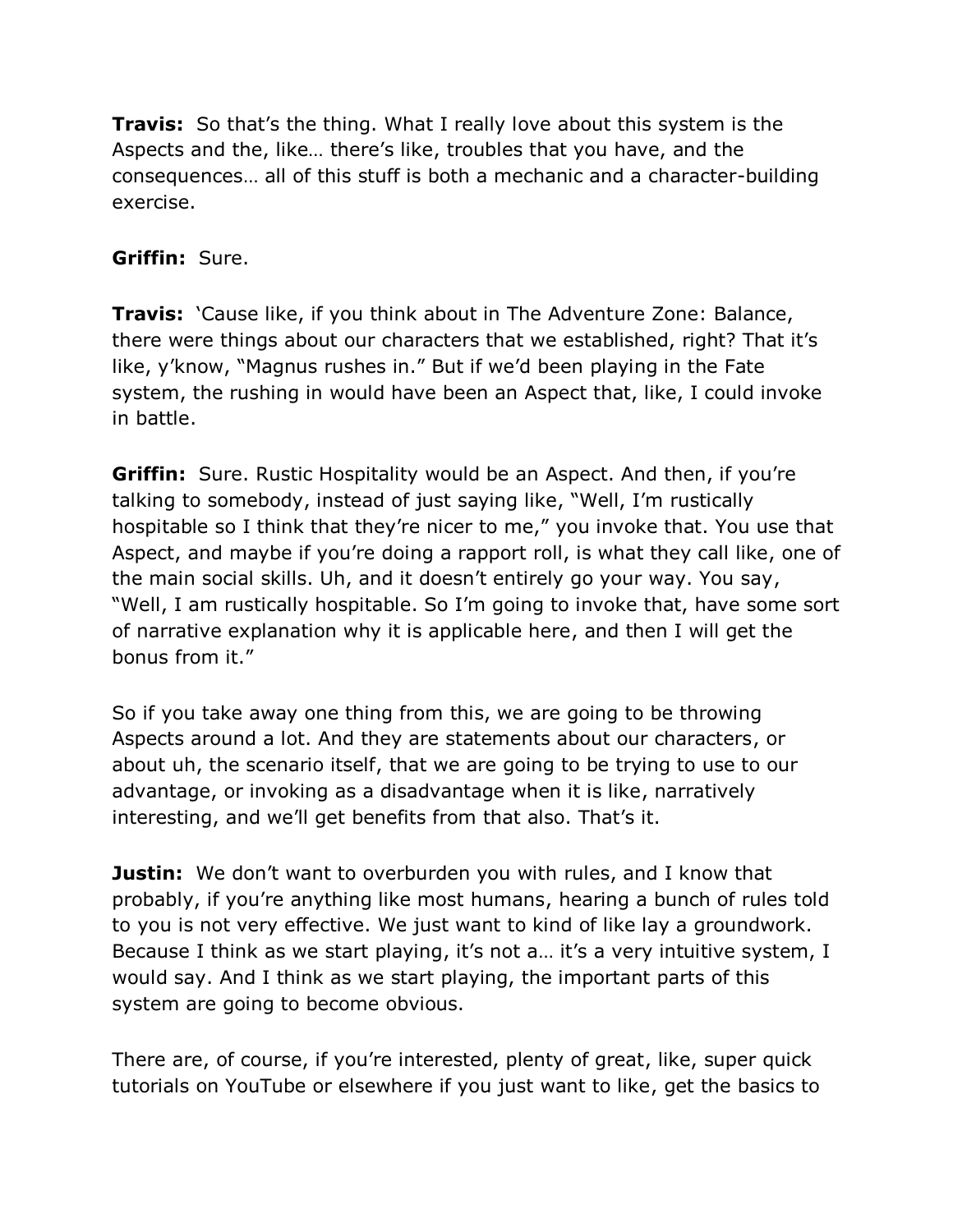**Travis:** So that's the thing. What I really love about this system is the Aspects and the, like… there's like, troubles that you have, and the consequences… all of this stuff is both a mechanic and a character-building exercise.

**Griffin:** Sure.

**Travis:** 'Cause like, if you think about in The Adventure Zone: Balance, there were things about our characters that we established, right? That it's like, y'know, "Magnus rushes in." But if we'd been playing in the Fate system, the rushing in would have been an Aspect that, like, I could invoke in battle.

**Griffin:** Sure. Rustic Hospitality would be an Aspect. And then, if you're talking to somebody, instead of just saying like, "Well, I'm rustically hospitable so I think that they're nicer to me," you invoke that. You use that Aspect, and maybe if you're doing a rapport roll, is what they call like, one of the main social skills. Uh, and it doesn't entirely go your way. You say, "Well, I am rustically hospitable. So I'm going to invoke that, have some sort of narrative explanation why it is applicable here, and then I will get the bonus from it."

So if you take away one thing from this, we are going to be throwing Aspects around a lot. And they are statements about our characters, or about uh, the scenario itself, that we are going to be trying to use to our advantage, or invoking as a disadvantage when it is like, narratively interesting, and we'll get benefits from that also. That's it.

**Justin:** We don't want to overburden you with rules, and I know that probably, if you're anything like most humans, hearing a bunch of rules told to you is not very effective. We just want to kind of like lay a groundwork. Because I think as we start playing, it's not a… it's a very intuitive system, I would say. And I think as we start playing, the important parts of this system are going to become obvious.

There are, of course, if you're interested, plenty of great, like, super quick tutorials on YouTube or elsewhere if you just want to like, get the basics to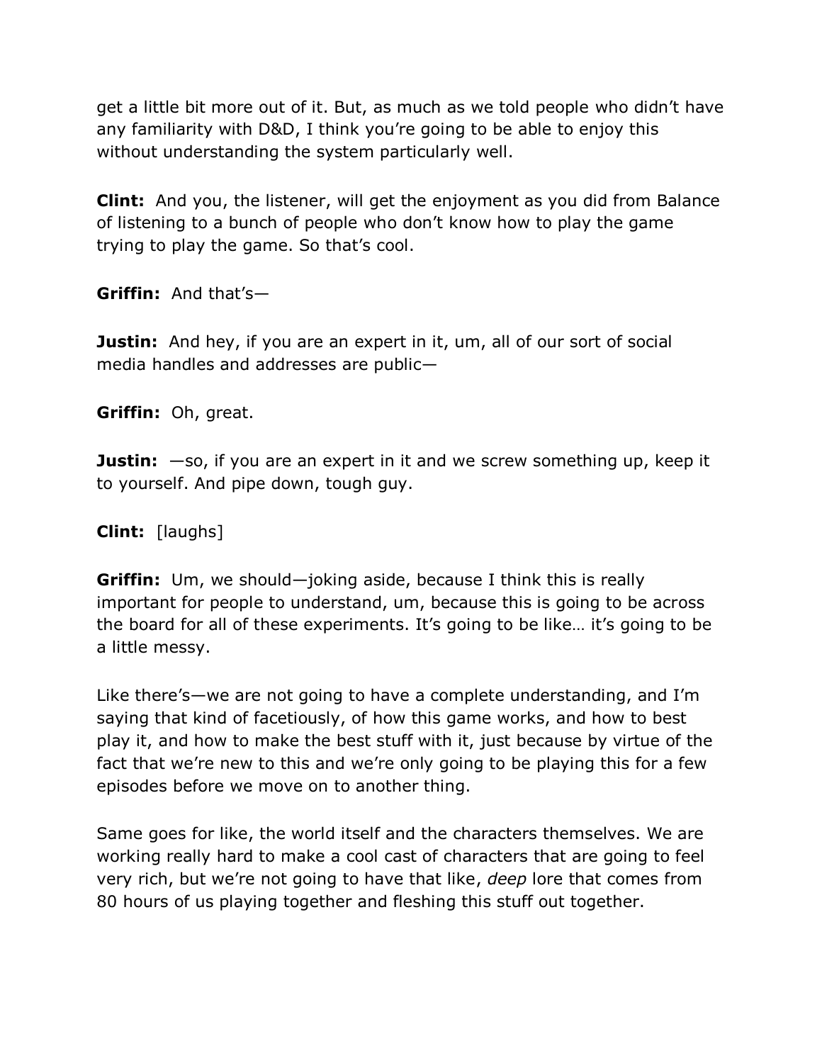get a little bit more out of it. But, as much as we told people who didn't have any familiarity with D&D, I think you're going to be able to enjoy this without understanding the system particularly well.

**Clint:** And you, the listener, will get the enjoyment as you did from Balance of listening to a bunch of people who don't know how to play the game trying to play the game. So that's cool.

**Griffin:** And that's—

**Justin:** And hey, if you are an expert in it, um, all of our sort of social media handles and addresses are public—

**Griffin:** Oh, great.

**Justin:** —so, if you are an expert in it and we screw something up, keep it to yourself. And pipe down, tough guy.

**Clint:** [laughs]

**Griffin:** Um, we should—joking aside, because I think this is really important for people to understand, um, because this is going to be across the board for all of these experiments. It's going to be like… it's going to be a little messy.

Like there's—we are not going to have a complete understanding, and I'm saying that kind of facetiously, of how this game works, and how to best play it, and how to make the best stuff with it, just because by virtue of the fact that we're new to this and we're only going to be playing this for a few episodes before we move on to another thing.

Same goes for like, the world itself and the characters themselves. We are working really hard to make a cool cast of characters that are going to feel very rich, but we're not going to have that like, *deep* lore that comes from 80 hours of us playing together and fleshing this stuff out together.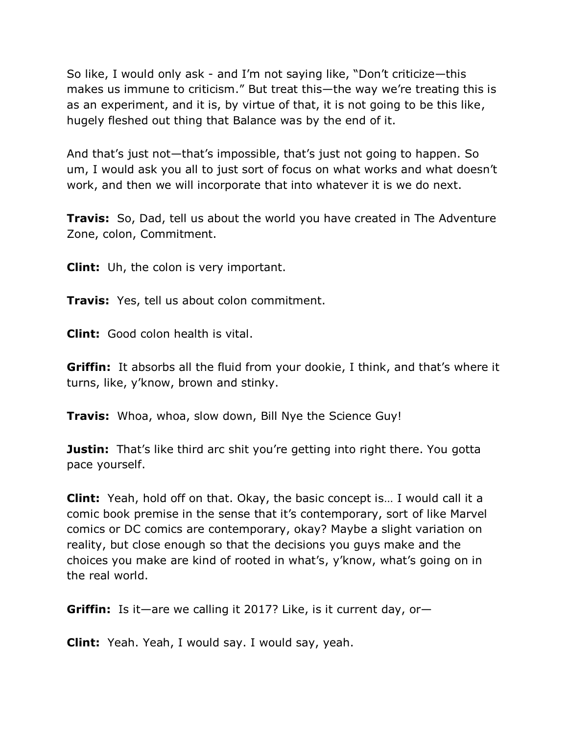So like, I would only ask - and I'm not saying like, "Don't criticize—this makes us immune to criticism." But treat this—the way we're treating this is as an experiment, and it is, by virtue of that, it is not going to be this like, hugely fleshed out thing that Balance was by the end of it.

And that's just not—that's impossible, that's just not going to happen. So um, I would ask you all to just sort of focus on what works and what doesn't work, and then we will incorporate that into whatever it is we do next.

**Travis:** So, Dad, tell us about the world you have created in The Adventure Zone, colon, Commitment.

**Clint:** Uh, the colon is very important.

**Travis:** Yes, tell us about colon commitment.

**Clint:** Good colon health is vital.

**Griffin:** It absorbs all the fluid from your dookie, I think, and that's where it turns, like, y'know, brown and stinky.

**Travis:** Whoa, whoa, slow down, Bill Nye the Science Guy!

**Justin:** That's like third arc shit you're getting into right there. You gotta pace yourself.

**Clint:** Yeah, hold off on that. Okay, the basic concept is… I would call it a comic book premise in the sense that it's contemporary, sort of like Marvel comics or DC comics are contemporary, okay? Maybe a slight variation on reality, but close enough so that the decisions you guys make and the choices you make are kind of rooted in what's, y'know, what's going on in the real world.

**Griffin:** Is it—are we calling it 2017? Like, is it current day, or—

**Clint:** Yeah. Yeah, I would say. I would say, yeah.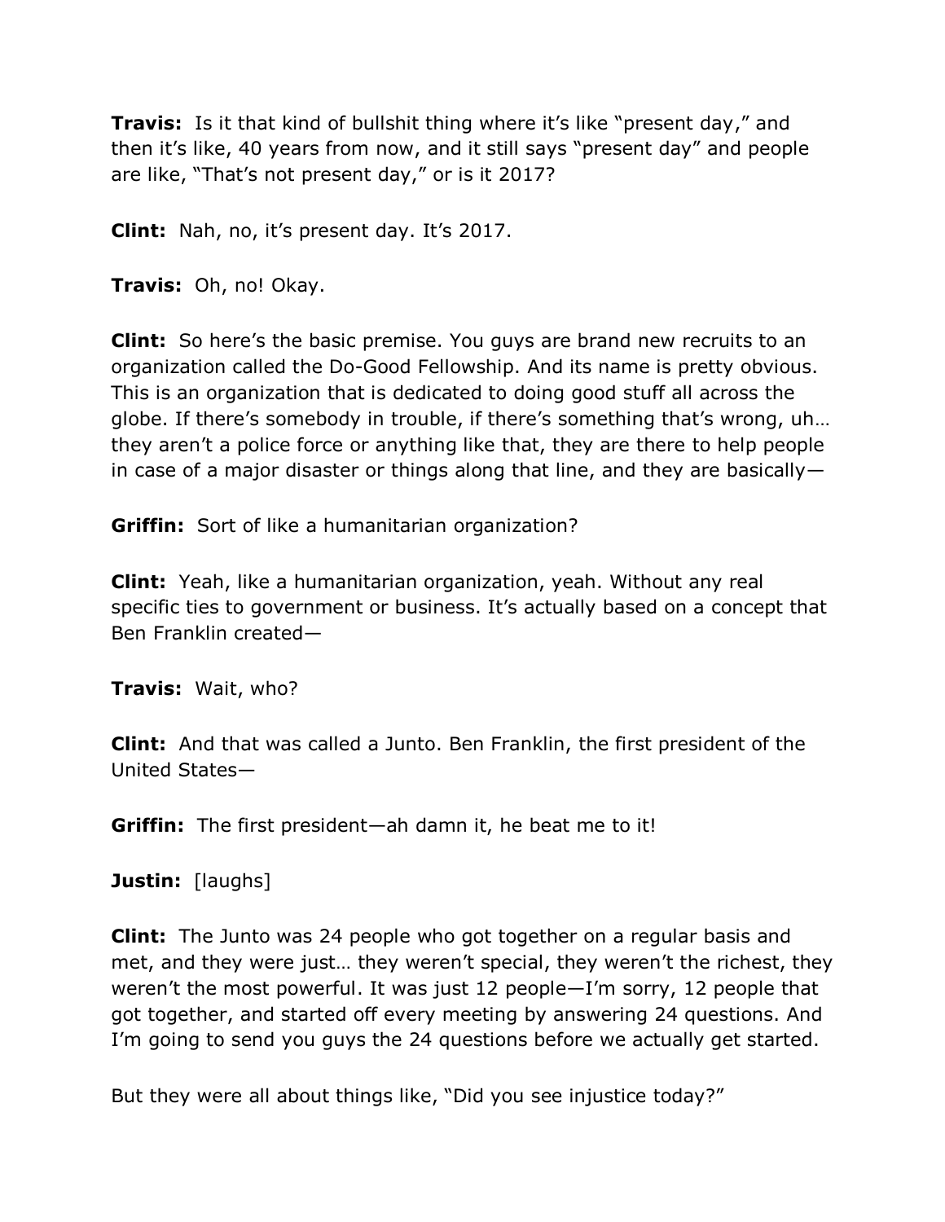**Travis:** Is it that kind of bullshit thing where it's like "present day," and then it's like, 40 years from now, and it still says "present day" and people are like, "That's not present day," or is it 2017?

**Clint:** Nah, no, it's present day. It's 2017.

**Travis:** Oh, no! Okay.

**Clint:** So here's the basic premise. You guys are brand new recruits to an organization called the Do-Good Fellowship. And its name is pretty obvious. This is an organization that is dedicated to doing good stuff all across the globe. If there's somebody in trouble, if there's something that's wrong, uh… they aren't a police force or anything like that, they are there to help people in case of a major disaster or things along that line, and they are basically—

**Griffin:** Sort of like a humanitarian organization?

**Clint:** Yeah, like a humanitarian organization, yeah. Without any real specific ties to government or business. It's actually based on a concept that Ben Franklin created—

**Travis:** Wait, who?

**Clint:** And that was called a Junto. Ben Franklin, the first president of the United States—

**Griffin:** The first president—ah damn it, he beat me to it!

**Justin:** [laughs]

**Clint:** The Junto was 24 people who got together on a regular basis and met, and they were just… they weren't special, they weren't the richest, they weren't the most powerful. It was just 12 people—I'm sorry, 12 people that got together, and started off every meeting by answering 24 questions. And I'm going to send you guys the 24 questions before we actually get started.

But they were all about things like, "Did you see injustice today?"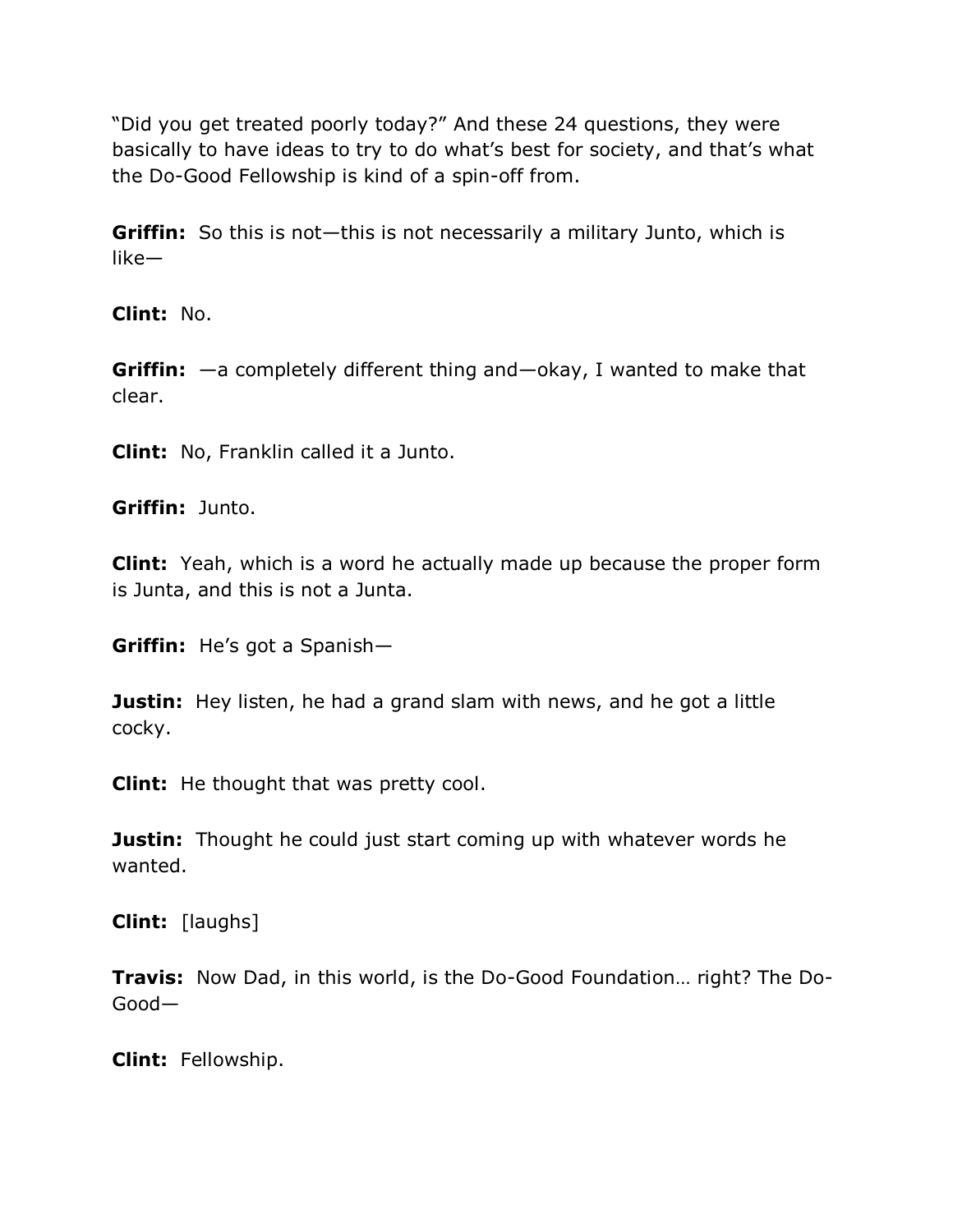"Did you get treated poorly today?" And these 24 questions, they were basically to have ideas to try to do what's best for society, and that's what the Do-Good Fellowship is kind of a spin-off from.

**Griffin:** So this is not—this is not necessarily a military Junto, which is like—

**Clint:** No.

**Griffin:** —a completely different thing and—okay, I wanted to make that clear.

**Clint:** No, Franklin called it a Junto.

**Griffin:** Junto.

**Clint:** Yeah, which is a word he actually made up because the proper form is Junta, and this is not a Junta.

**Griffin:** He's got a Spanish—

**Justin:** Hey listen, he had a grand slam with news, and he got a little cocky.

**Clint:** He thought that was pretty cool.

**Justin:** Thought he could just start coming up with whatever words he wanted.

**Clint:** [laughs]

**Travis:** Now Dad, in this world, is the Do-Good Foundation… right? The Do-Good—

**Clint:** Fellowship.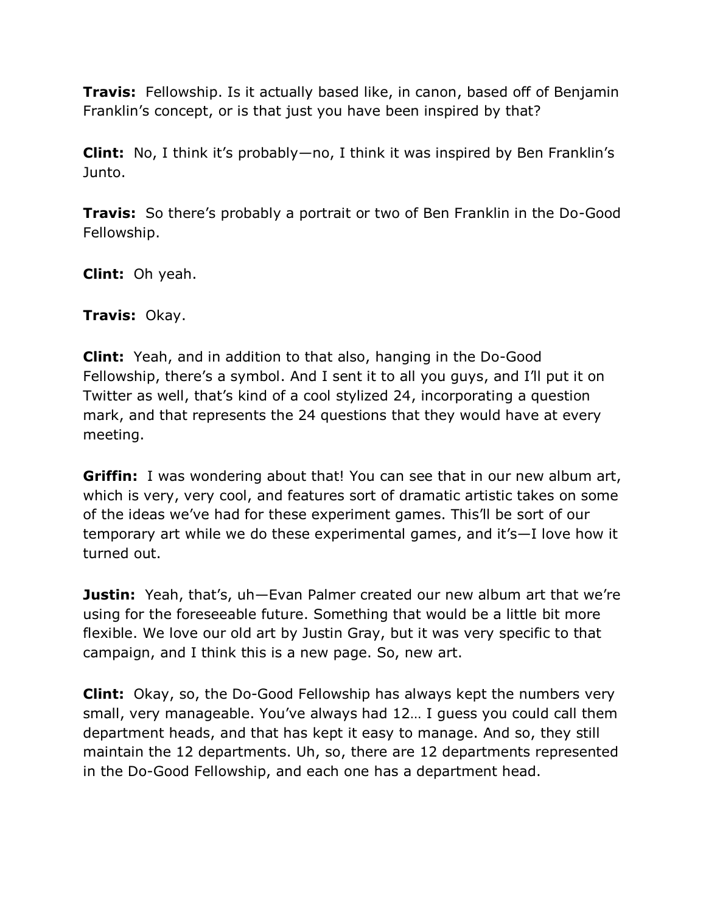**Travis:** Fellowship. Is it actually based like, in canon, based off of Benjamin Franklin's concept, or is that just you have been inspired by that?

**Clint:** No, I think it's probably—no, I think it was inspired by Ben Franklin's Junto.

**Travis:** So there's probably a portrait or two of Ben Franklin in the Do-Good Fellowship.

**Clint:** Oh yeah.

**Travis:** Okay.

**Clint:** Yeah, and in addition to that also, hanging in the Do-Good Fellowship, there's a symbol. And I sent it to all you guys, and I'll put it on Twitter as well, that's kind of a cool stylized 24, incorporating a question mark, and that represents the 24 questions that they would have at every meeting.

**Griffin:** I was wondering about that! You can see that in our new album art, which is very, very cool, and features sort of dramatic artistic takes on some of the ideas we've had for these experiment games. This'll be sort of our temporary art while we do these experimental games, and it's—I love how it turned out.

**Justin:** Yeah, that's, uh—Evan Palmer created our new album art that we're using for the foreseeable future. Something that would be a little bit more flexible. We love our old art by Justin Gray, but it was very specific to that campaign, and I think this is a new page. So, new art.

**Clint:** Okay, so, the Do-Good Fellowship has always kept the numbers very small, very manageable. You've always had 12… I guess you could call them department heads, and that has kept it easy to manage. And so, they still maintain the 12 departments. Uh, so, there are 12 departments represented in the Do-Good Fellowship, and each one has a department head.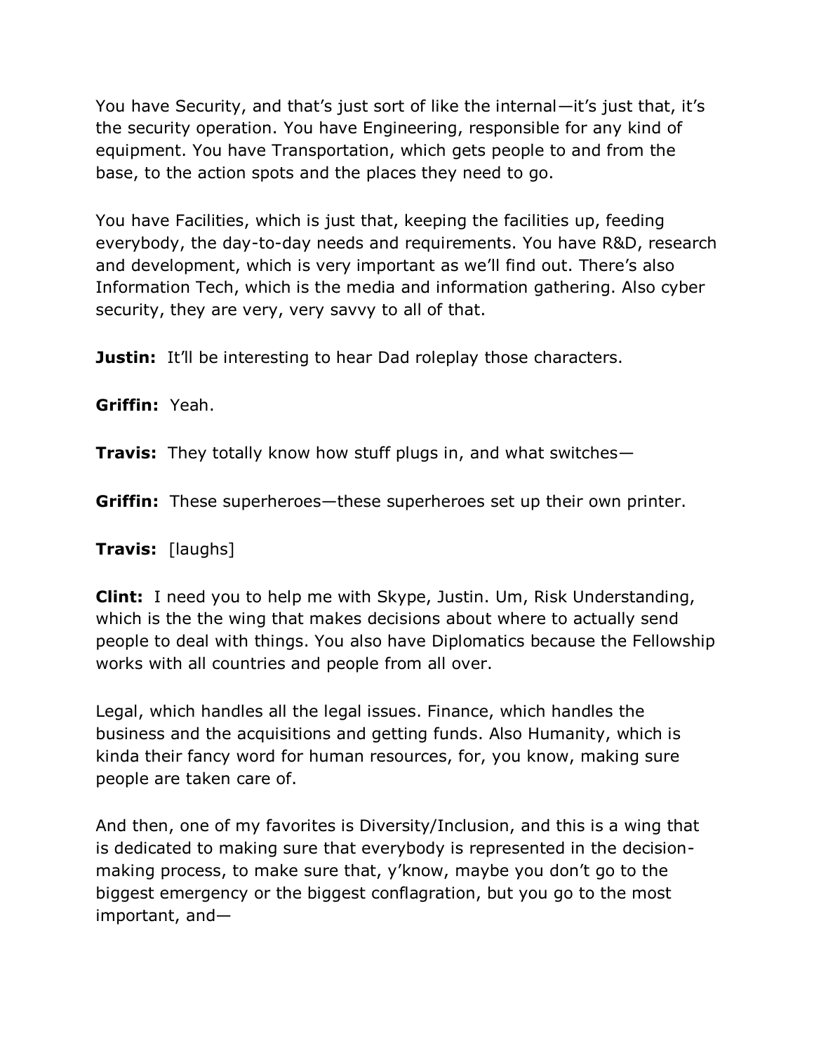You have Security, and that's just sort of like the internal—it's just that, it's the security operation. You have Engineering, responsible for any kind of equipment. You have Transportation, which gets people to and from the base, to the action spots and the places they need to go.

You have Facilities, which is just that, keeping the facilities up, feeding everybody, the day-to-day needs and requirements. You have R&D, research and development, which is very important as we'll find out. There's also Information Tech, which is the media and information gathering. Also cyber security, they are very, very savvy to all of that.

**Justin:** It'll be interesting to hear Dad roleplay those characters.

**Griffin:** Yeah.

**Travis:** They totally know how stuff plugs in, and what switches—

**Griffin:** These superheroes—these superheroes set up their own printer.

**Travis:** [laughs]

**Clint:** I need you to help me with Skype, Justin. Um, Risk Understanding, which is the the wing that makes decisions about where to actually send people to deal with things. You also have Diplomatics because the Fellowship works with all countries and people from all over.

Legal, which handles all the legal issues. Finance, which handles the business and the acquisitions and getting funds. Also Humanity, which is kinda their fancy word for human resources, for, you know, making sure people are taken care of.

And then, one of my favorites is Diversity/Inclusion, and this is a wing that is dedicated to making sure that everybody is represented in the decision-making process, to make sure that, y'know, maybe you don't go to the biggest emergency or the biggest conflagration, but you go to the most important, and—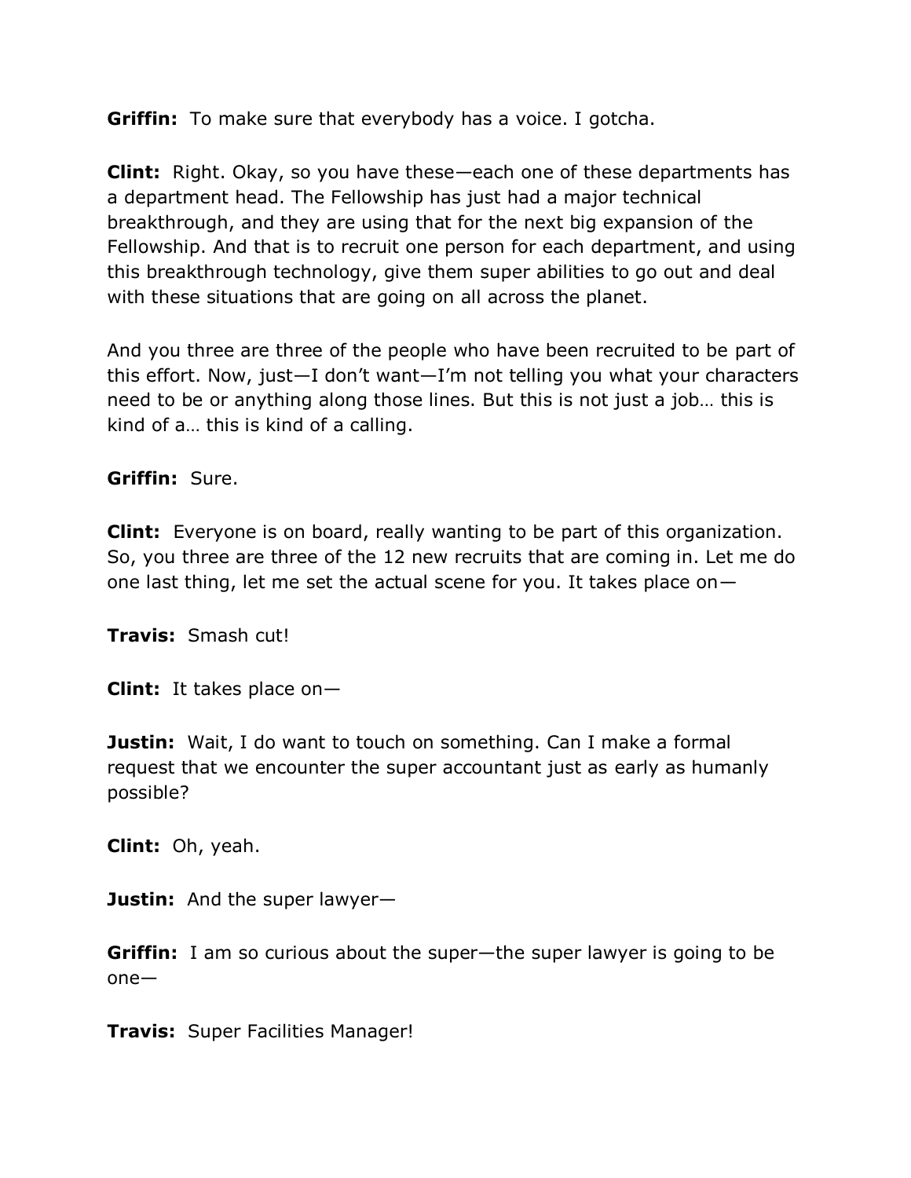**Griffin:** To make sure that everybody has a voice. I gotcha.

**Clint:** Right. Okay, so you have these—each one of these departments has a department head. The Fellowship has just had a major technical breakthrough, and they are using that for the next big expansion of the Fellowship. And that is to recruit one person for each department, and using this breakthrough technology, give them super abilities to go out and deal with these situations that are going on all across the planet.

And you three are three of the people who have been recruited to be part of this effort. Now, just—I don't want—I'm not telling you what your characters need to be or anything along those lines. But this is not just a job… this is kind of a… this is kind of a calling.

**Griffin:** Sure.

**Clint:** Everyone is on board, really wanting to be part of this organization. So, you three are three of the 12 new recruits that are coming in. Let me do one last thing, let me set the actual scene for you. It takes place on—

**Travis:** Smash cut!

**Clint:** It takes place on—

**Justin:** Wait, I do want to touch on something. Can I make a formal request that we encounter the super accountant just as early as humanly possible?

**Clint:** Oh, yeah.

**Justin:** And the super lawyer—

**Griffin:** I am so curious about the super—the super lawyer is going to be one—

**Travis:** Super Facilities Manager!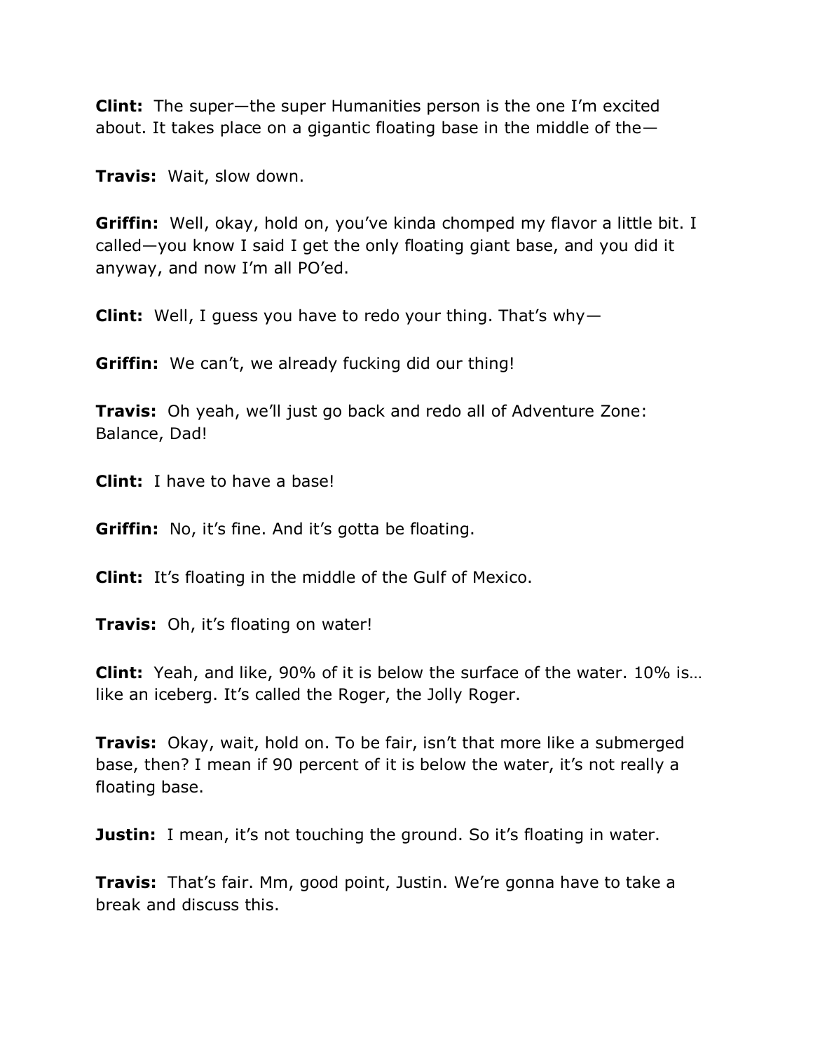**Clint:** The super—the super Humanities person is the one I'm excited about. It takes place on a gigantic floating base in the middle of the—

**Travis:** Wait, slow down.

**Griffin:** Well, okay, hold on, you've kinda chomped my flavor a little bit. I called—you know I said I get the only floating giant base, and you did it anyway, and now I'm all PO'ed.

**Clint:** Well, I guess you have to redo your thing. That's why—

**Griffin:** We can't, we already fucking did our thing!

**Travis:** Oh yeah, we'll just go back and redo all of Adventure Zone: Balance, Dad!

**Clint:** I have to have a base!

**Griffin:** No, it's fine. And it's gotta be floating.

**Clint:** It's floating in the middle of the Gulf of Mexico.

**Travis:** Oh, it's floating on water!

**Clint:** Yeah, and like, 90% of it is below the surface of the water. 10% is… like an iceberg. It's called the Roger, the Jolly Roger.

**Travis:** Okay, wait, hold on. To be fair, isn't that more like a submerged base, then? I mean if 90 percent of it is below the water, it's not really a floating base.

**Justin:** I mean, it's not touching the ground. So it's floating in water.

**Travis:** That's fair. Mm, good point, Justin. We're gonna have to take a break and discuss this.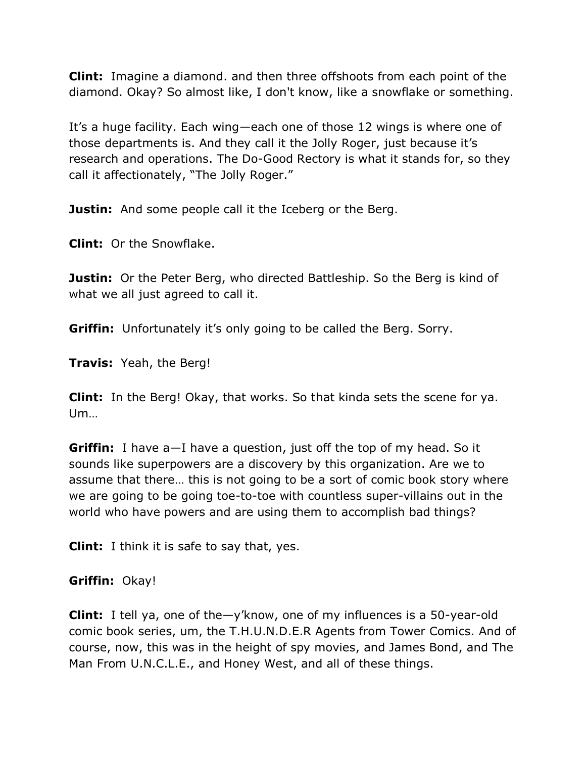**Clint:** Imagine a diamond. and then three offshoots from each point of the diamond. Okay? So almost like, I don't know, like a snowflake or something.

It's a huge facility. Each wing—each one of those 12 wings is where one of those departments is. And they call it the Jolly Roger, just because it's research and operations. The Do-Good Rectory is what it stands for, so they call it affectionately, "The Jolly Roger."

**Justin:** And some people call it the Iceberg or the Berg.

**Clint:** Or the Snowflake.

**Justin:** Or the Peter Berg, who directed Battleship. So the Berg is kind of what we all just agreed to call it.

**Griffin:** Unfortunately it's only going to be called the Berg. Sorry.

**Travis:** Yeah, the Berg!

**Clint:** In the Berg! Okay, that works. So that kinda sets the scene for ya. Um…

**Griffin:** I have a—I have a question, just off the top of my head. So it sounds like superpowers are a discovery by this organization. Are we to assume that there… this is not going to be a sort of comic book story where we are going to be going toe-to-toe with countless super-villains out in the world who have powers and are using them to accomplish bad things?

**Clint:** I think it is safe to say that, yes.

**Griffin:** Okay!

**Clint:** I tell ya, one of the—y'know, one of my influences is a 50-year-old comic book series, um, the T.H.U.N.D.E.R Agents from Tower Comics. And of course, now, this was in the height of spy movies, and James Bond, and The Man From U.N.C.L.E., and Honey West, and all of these things.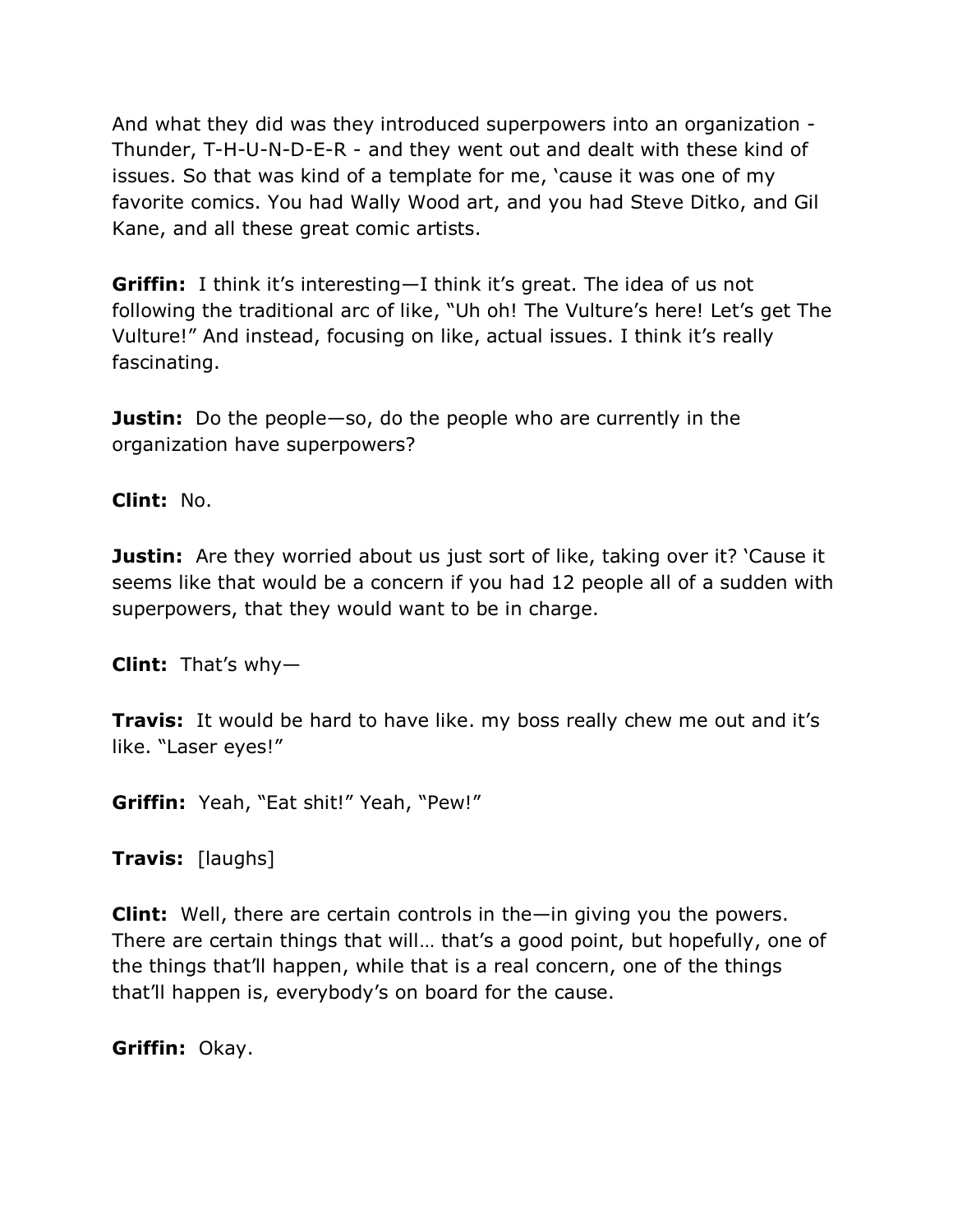And what they did was they introduced superpowers into an organization - Thunder, T-H-U-N-D-E-R - and they went out and dealt with these kind of issues. So that was kind of a template for me, 'cause it was one of my favorite comics. You had Wally Wood art, and you had Steve Ditko, and Gil Kane, and all these great comic artists.

**Griffin:** I think it's interesting—I think it's great. The idea of us not following the traditional arc of like, "Uh oh! The Vulture's here! Let's get The Vulture!" And instead, focusing on like, actual issues. I think it's really fascinating.

**Justin:** Do the people—so, do the people who are currently in the organization have superpowers?

**Clint:** No.

**Justin:** Are they worried about us just sort of like, taking over it? 'Cause it seems like that would be a concern if you had 12 people all of a sudden with superpowers, that they would want to be in charge.

**Clint:** That's why—

**Travis:** It would be hard to have like. my boss really chew me out and it's like. "Laser eyes!"

**Griffin:** Yeah, "Eat shit!" Yeah, "Pew!"

**Travis:** [laughs]

**Clint:** Well, there are certain controls in the—in giving you the powers. There are certain things that will… that's a good point, but hopefully, one of the things that'll happen, while that is a real concern, one of the things that'll happen is, everybody's on board for the cause.

**Griffin:** Okay.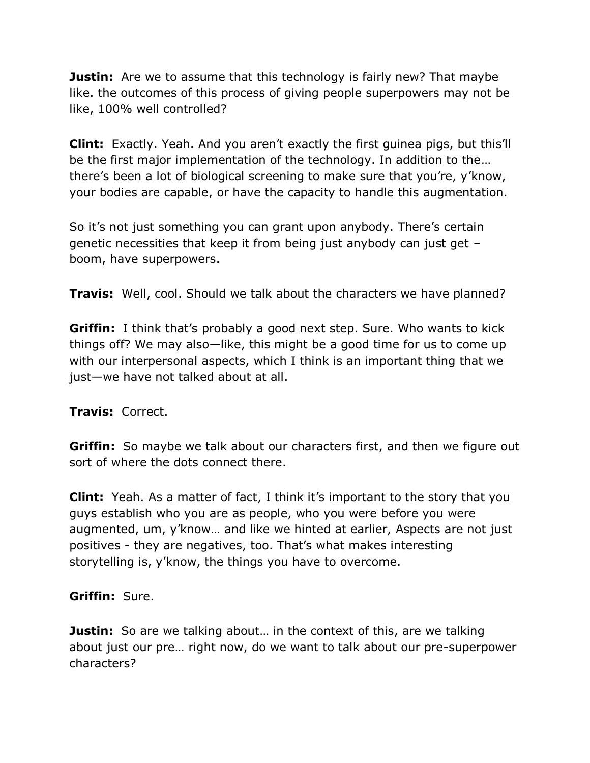**Justin:** Are we to assume that this technology is fairly new? That maybe like. the outcomes of this process of giving people superpowers may not be like, 100% well controlled?

**Clint:** Exactly. Yeah. And you aren't exactly the first guinea pigs, but this'll be the first major implementation of the technology. In addition to the… there's been a lot of biological screening to make sure that you're, y'know, your bodies are capable, or have the capacity to handle this augmentation.

So it's not just something you can grant upon anybody. There's certain genetic necessities that keep it from being just anybody can just get – boom, have superpowers.

**Travis:** Well, cool. Should we talk about the characters we have planned?

**Griffin:** I think that's probably a good next step. Sure. Who wants to kick things off? We may also—like, this might be a good time for us to come up with our interpersonal aspects, which I think is an important thing that we just—we have not talked about at all.

**Travis:** Correct.

**Griffin:** So maybe we talk about our characters first, and then we figure out sort of where the dots connect there.

**Clint:** Yeah. As a matter of fact, I think it's important to the story that you guys establish who you are as people, who you were before you were augmented, um, y'know… and like we hinted at earlier, Aspects are not just positives - they are negatives, too. That's what makes interesting storytelling is, y'know, the things you have to overcome.

**Griffin:** Sure.

**Justin:** So are we talking about… in the context of this, are we talking about just our pre… right now, do we want to talk about our pre-superpower characters?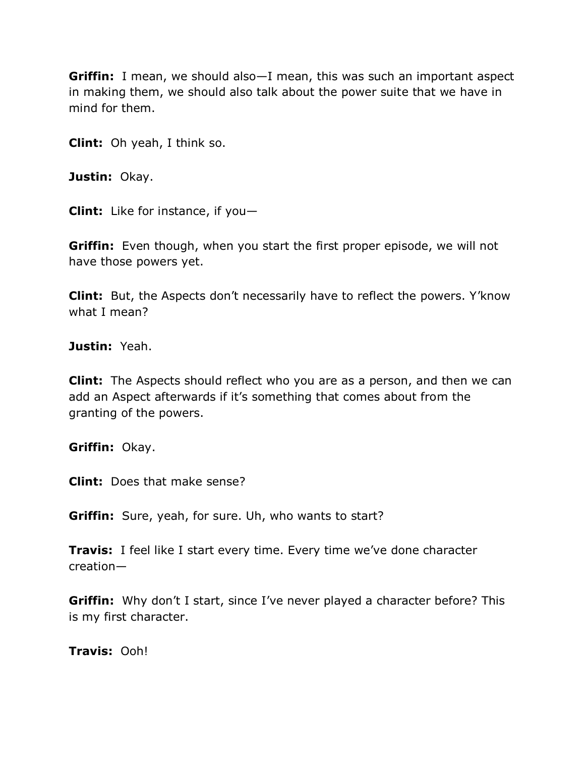**Griffin:** I mean, we should also—I mean, this was such an important aspect in making them, we should also talk about the power suite that we have in mind for them.

**Clint:** Oh yeah, I think so.

**Justin:** Okay.

**Clint:** Like for instance, if you—

**Griffin:** Even though, when you start the first proper episode, we will not have those powers yet.

**Clint:** But, the Aspects don't necessarily have to reflect the powers. Y'know what I mean?

**Justin:** Yeah.

**Clint:** The Aspects should reflect who you are as a person, and then we can add an Aspect afterwards if it's something that comes about from the granting of the powers.

**Griffin:** Okay.

**Clint:** Does that make sense?

**Griffin:** Sure, yeah, for sure. Uh, who wants to start?

**Travis:** I feel like I start every time. Every time we've done character creation—

**Griffin:** Why don't I start, since I've never played a character before? This is my first character.

**Travis:** Ooh!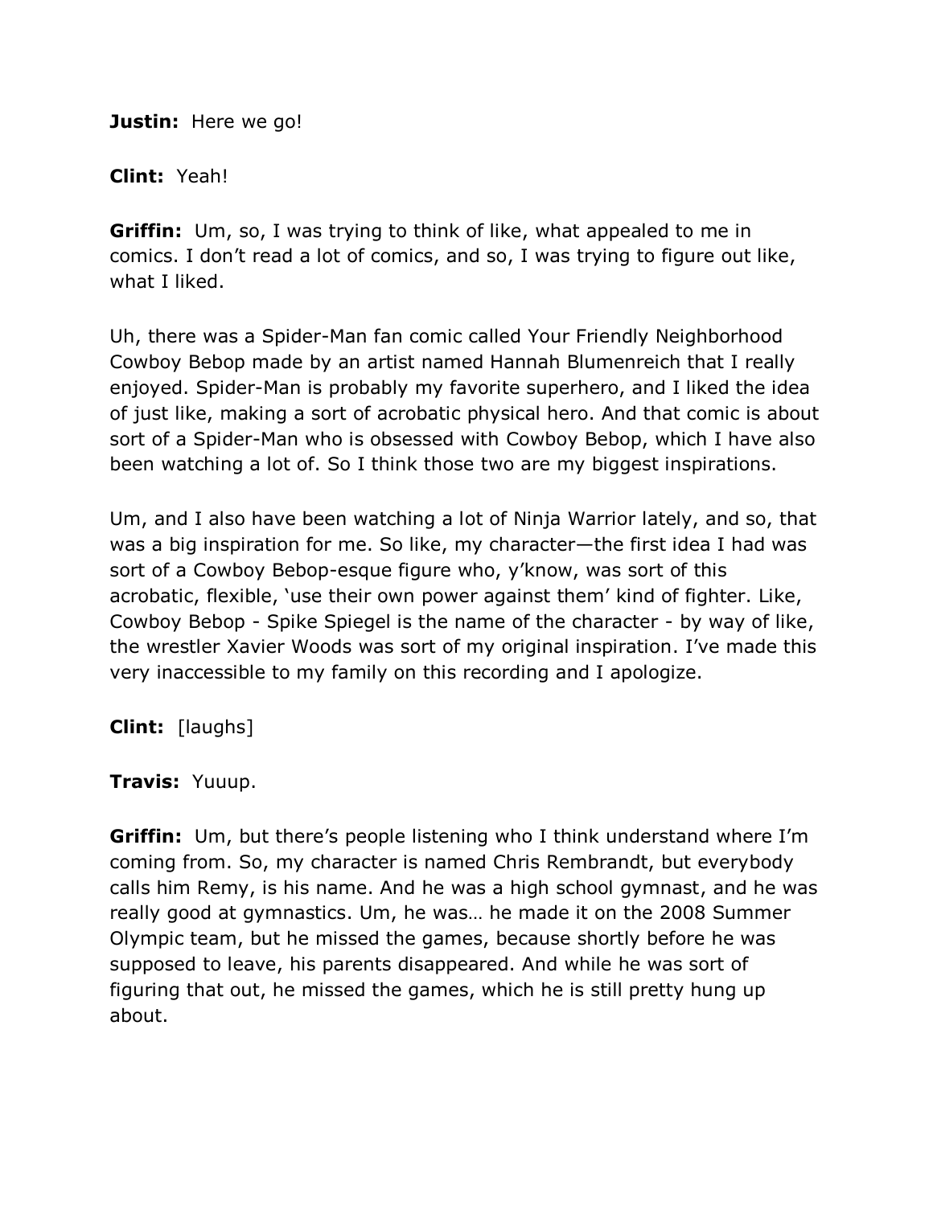**Justin:** Here we go!

**Clint:** Yeah!

**Griffin:** Um, so, I was trying to think of like, what appealed to me in comics. I don't read a lot of comics, and so, I was trying to figure out like, what I liked.

Uh, there was a Spider-Man fan comic called Your Friendly Neighborhood Cowboy Bebop made by an artist named Hannah Blumenreich that I really enjoyed. Spider-Man is probably my favorite superhero, and I liked the idea of just like, making a sort of acrobatic physical hero. And that comic is about sort of a Spider-Man who is obsessed with Cowboy Bebop, which I have also been watching a lot of. So I think those two are my biggest inspirations.

Um, and I also have been watching a lot of Ninja Warrior lately, and so, that was a big inspiration for me. So like, my character—the first idea I had was sort of a Cowboy Bebop-esque figure who, y'know, was sort of this acrobatic, flexible, 'use their own power against them' kind of fighter. Like, Cowboy Bebop - Spike Spiegel is the name of the character - by way of like, the wrestler Xavier Woods was sort of my original inspiration. I've made this very inaccessible to my family on this recording and I apologize.

**Clint:** [laughs]

**Travis:** Yuuup.

**Griffin:** Um, but there's people listening who I think understand where I'm coming from. So, my character is named Chris Rembrandt, but everybody calls him Remy, is his name. And he was a high school gymnast, and he was really good at gymnastics. Um, he was… he made it on the 2008 Summer Olympic team, but he missed the games, because shortly before he was supposed to leave, his parents disappeared. And while he was sort of figuring that out, he missed the games, which he is still pretty hung up about.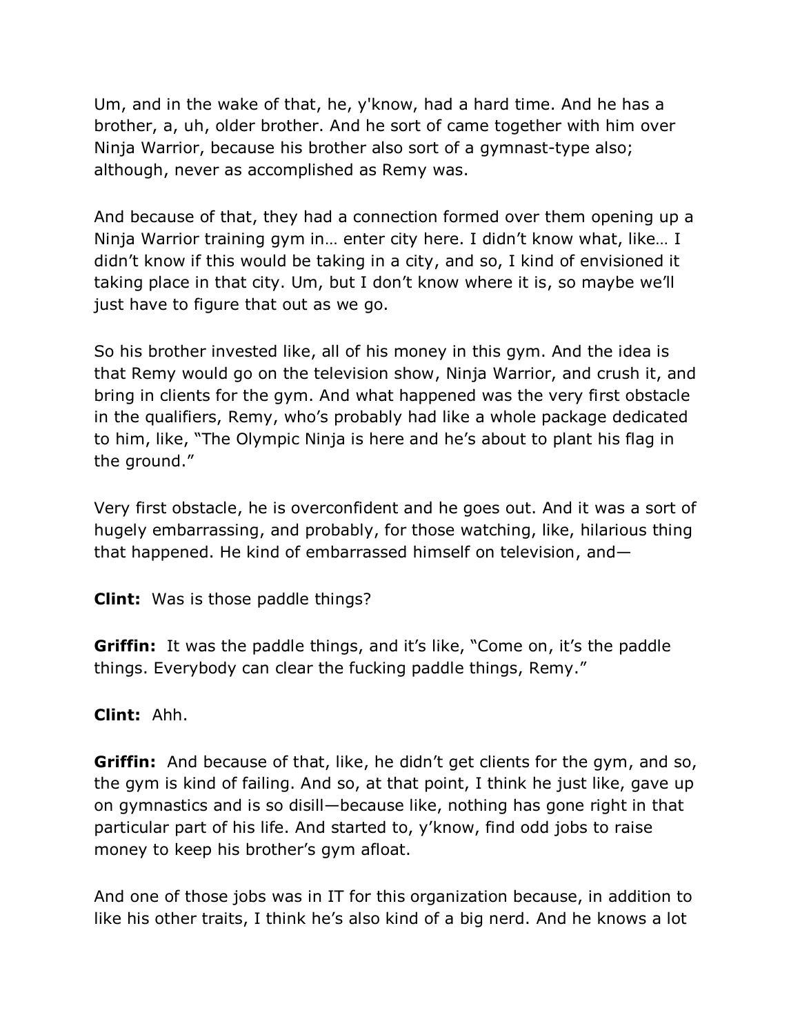Um, and in the wake of that, he, y'know, had a hard time. And he has a brother, a, uh, older brother. And he sort of came together with him over Ninja Warrior, because his brother also sort of a gymnast-type also; although, never as accomplished as Remy was.

And because of that, they had a connection formed over them opening up a Ninja Warrior training gym in… enter city here. I didn't know what, like… I didn't know if this would be taking in a city, and so, I kind of envisioned it taking place in that city. Um, but I don't know where it is, so maybe we'll just have to figure that out as we go.

So his brother invested like, all of his money in this gym. And the idea is that Remy would go on the television show, Ninja Warrior, and crush it, and bring in clients for the gym. And what happened was the very first obstacle in the qualifiers, Remy, who's probably had like a whole package dedicated to him, like, "The Olympic Ninja is here and he's about to plant his flag in the ground."

Very first obstacle, he is overconfident and he goes out. And it was a sort of hugely embarrassing, and probably, for those watching, like, hilarious thing that happened. He kind of embarrassed himself on television, and—

**Clint:** Was is those paddle things?

**Griffin:** It was the paddle things, and it's like, "Come on, it's the paddle things. Everybody can clear the fucking paddle things, Remy."

**Clint:** Ahh.

**Griffin:** And because of that, like, he didn't get clients for the gym, and so, the gym is kind of failing. And so, at that point, I think he just like, gave up on gymnastics and is so disill—because like, nothing has gone right in that particular part of his life. And started to, y'know, find odd jobs to raise money to keep his brother's gym afloat.

And one of those jobs was in IT for this organization because, in addition to like his other traits, I think he's also kind of a big nerd. And he knows a lot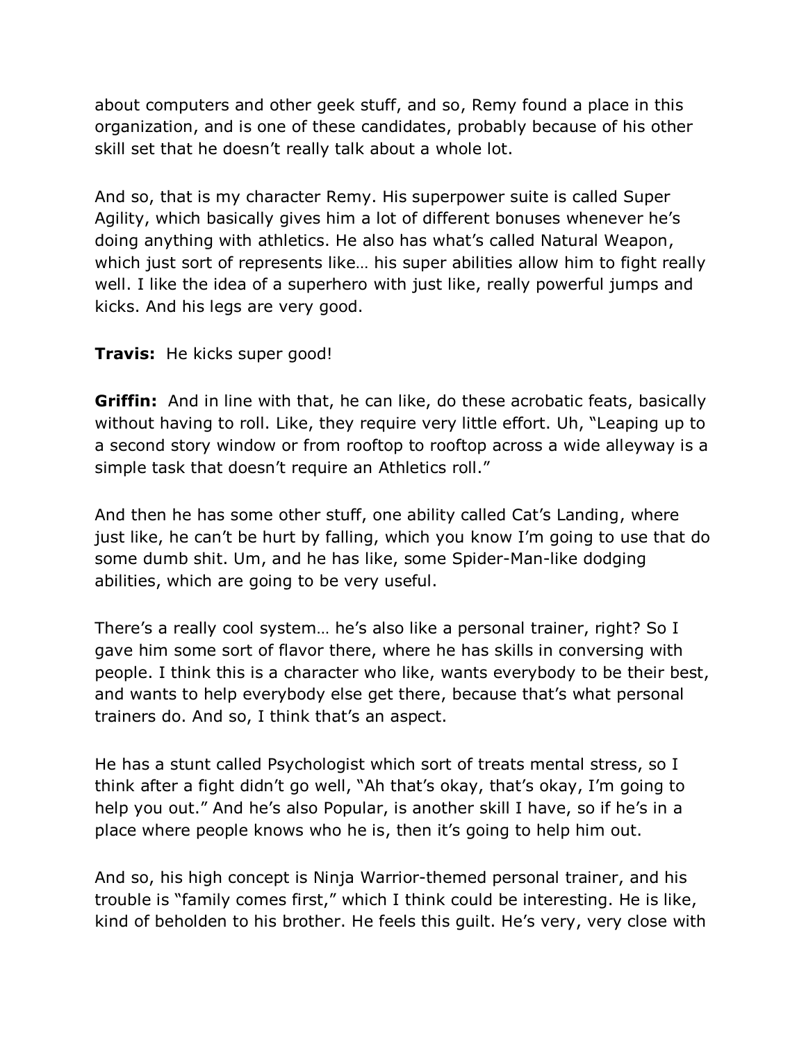about computers and other geek stuff, and so, Remy found a place in this organization, and is one of these candidates, probably because of his other skill set that he doesn't really talk about a whole lot.

And so, that is my character Remy. His superpower suite is called Super Agility, which basically gives him a lot of different bonuses whenever he's doing anything with athletics. He also has what's called Natural Weapon, which just sort of represents like… his super abilities allow him to fight really well. I like the idea of a superhero with just like, really powerful jumps and kicks. And his legs are very good.

**Travis:** He kicks super good!

**Griffin:** And in line with that, he can like, do these acrobatic feats, basically without having to roll. Like, they require very little effort. Uh, "Leaping up to a second story window or from rooftop to rooftop across a wide alleyway is a simple task that doesn't require an Athletics roll."

And then he has some other stuff, one ability called Cat's Landing, where just like, he can't be hurt by falling, which you know I'm going to use that do some dumb shit. Um, and he has like, some Spider-Man-like dodging abilities, which are going to be very useful.

There's a really cool system… he's also like a personal trainer, right? So I gave him some sort of flavor there, where he has skills in conversing with people. I think this is a character who like, wants everybody to be their best, and wants to help everybody else get there, because that's what personal trainers do. And so, I think that's an aspect.

He has a stunt called Psychologist which sort of treats mental stress, so I think after a fight didn't go well, "Ah that's okay, that's okay, I'm going to help you out." And he's also Popular, is another skill I have, so if he's in a place where people knows who he is, then it's going to help him out.

And so, his high concept is Ninja Warrior-themed personal trainer, and his trouble is "family comes first," which I think could be interesting. He is like, kind of beholden to his brother. He feels this guilt. He's very, very close with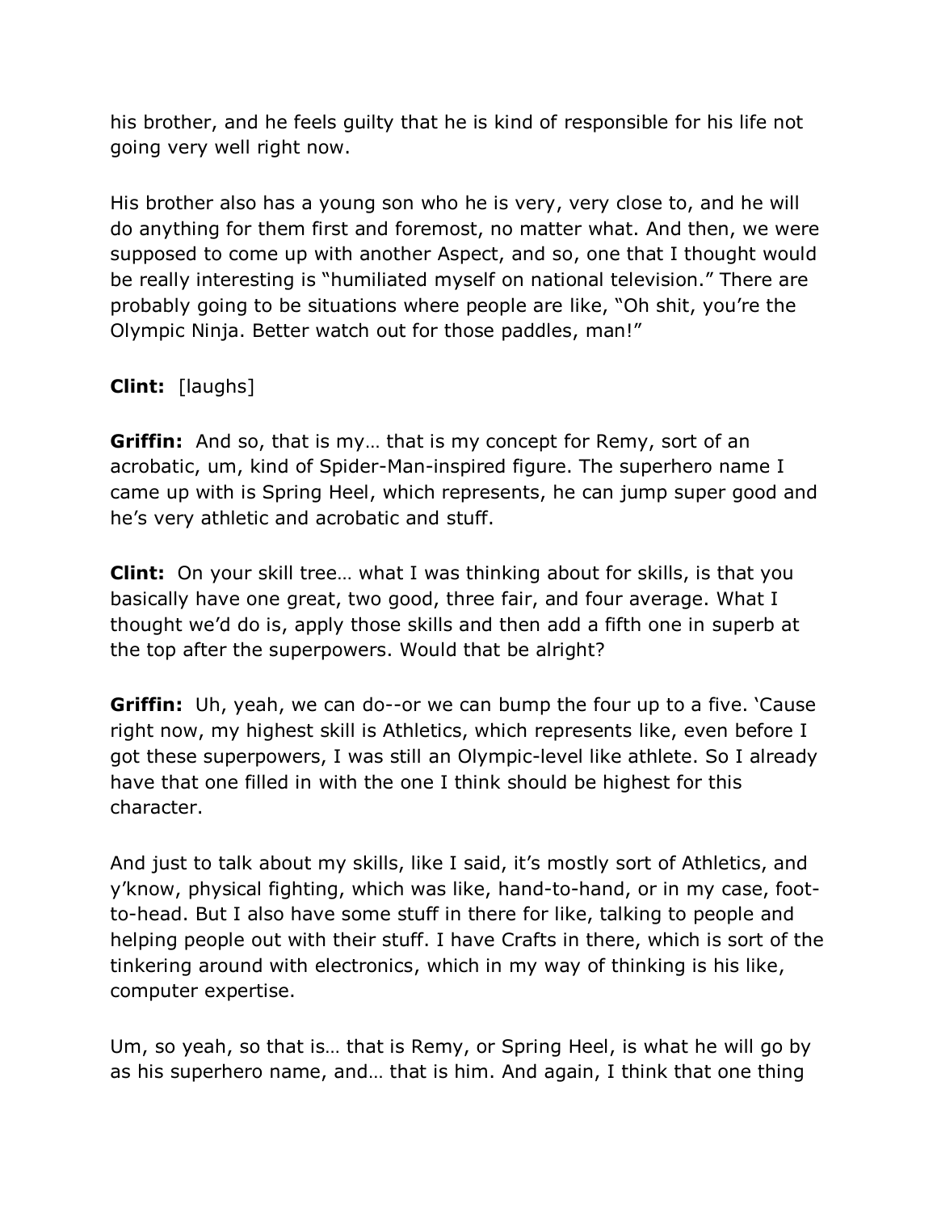his brother, and he feels guilty that he is kind of responsible for his life not going very well right now.

His brother also has a young son who he is very, very close to, and he will do anything for them first and foremost, no matter what. And then, we were supposed to come up with another Aspect, and so, one that I thought would be really interesting is "humiliated myself on national television." There are probably going to be situations where people are like, "Oh shit, you're the Olympic Ninja. Better watch out for those paddles, man!"

**Clint:** [laughs]

**Griffin:** And so, that is my… that is my concept for Remy, sort of an acrobatic, um, kind of Spider-Man-inspired figure. The superhero name I came up with is Spring Heel, which represents, he can jump super good and he's very athletic and acrobatic and stuff.

**Clint:** On your skill tree… what I was thinking about for skills, is that you basically have one great, two good, three fair, and four average. What I thought we'd do is, apply those skills and then add a fifth one in superb at the top after the superpowers. Would that be alright?

**Griffin:** Uh, yeah, we can do--or we can bump the four up to a five. 'Cause right now, my highest skill is Athletics, which represents like, even before I got these superpowers, I was still an Olympic-level like athlete. So I already have that one filled in with the one I think should be highest for this character.

And just to talk about my skills, like I said, it's mostly sort of Athletics, and y'know, physical fighting, which was like, hand-to-hand, or in my case, foot-to-head. But I also have some stuff in there for like, talking to people and helping people out with their stuff. I have Crafts in there, which is sort of the tinkering around with electronics, which in my way of thinking is his like, computer expertise.

Um, so yeah, so that is… that is Remy, or Spring Heel, is what he will go by as his superhero name, and… that is him. And again, I think that one thing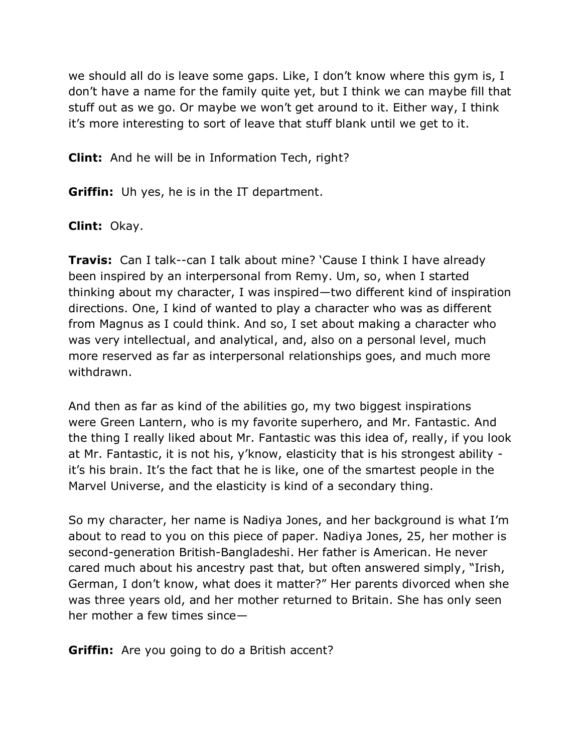we should all do is leave some gaps. Like, I don't know where this gym is, I don't have a name for the family quite yet, but I think we can maybe fill that stuff out as we go. Or maybe we won't get around to it. Either way, I think it's more interesting to sort of leave that stuff blank until we get to it.

**Clint:** And he will be in Information Tech, right?

**Griffin:** Uh yes, he is in the IT department.

**Clint:** Okay.

**Travis:** Can I talk--can I talk about mine? 'Cause I think I have already been inspired by an interpersonal from Remy. Um, so, when I started thinking about my character, I was inspired—two different kind of inspiration directions. One, I kind of wanted to play a character who was as different from Magnus as I could think. And so, I set about making a character who was very intellectual, and analytical, and, also on a personal level, much more reserved as far as interpersonal relationships goes, and much more withdrawn.

And then as far as kind of the abilities go, my two biggest inspirations were Green Lantern, who is my favorite superhero, and Mr. Fantastic. And the thing I really liked about Mr. Fantastic was this idea of, really, if you look at Mr. Fantastic, it is not his, y'know, elasticity that is his strongest ability - it's his brain. It's the fact that he is like, one of the smartest people in the Marvel Universe, and the elasticity is kind of a secondary thing.

So my character, her name is Nadiya Jones, and her background is what I'm about to read to you on this piece of paper. Nadiya Jones, 25, her mother is second-generation British-Bangladeshi. Her father is American. He never cared much about his ancestry past that, but often answered simply, "Irish, German, I don't know, what does it matter?" Her parents divorced when she was three years old, and her mother returned to Britain. She has only seen her mother a few times since—

**Griffin:** Are you going to do a British accent?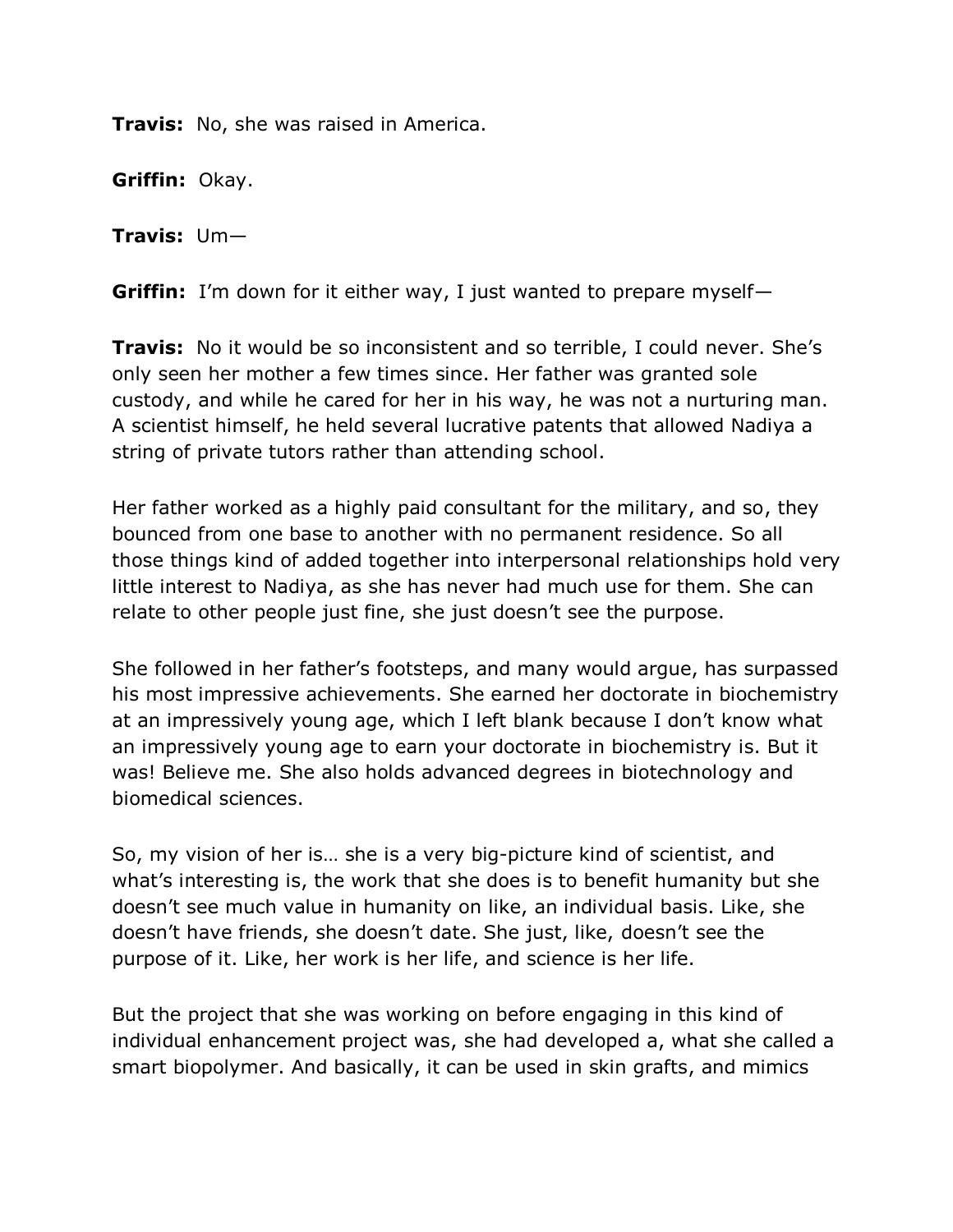**Travis:** No, she was raised in America.

**Griffin:** Okay.

**Travis:** Um—

**Griffin:** I'm down for it either way, I just wanted to prepare myself—

**Travis:** No it would be so inconsistent and so terrible, I could never. She's only seen her mother a few times since. Her father was granted sole custody, and while he cared for her in his way, he was not a nurturing man. A scientist himself, he held several lucrative patents that allowed Nadiya a string of private tutors rather than attending school.

Her father worked as a highly paid consultant for the military, and so, they bounced from one base to another with no permanent residence. So all those things kind of added together into interpersonal relationships hold very little interest to Nadiya, as she has never had much use for them. She can relate to other people just fine, she just doesn't see the purpose.

She followed in her father's footsteps, and many would argue, has surpassed his most impressive achievements. She earned her doctorate in biochemistry at an impressively young age, which I left blank because I don't know what an impressively young age to earn your doctorate in biochemistry is. But it was! Believe me. She also holds advanced degrees in biotechnology and biomedical sciences.

So, my vision of her is… she is a very big-picture kind of scientist, and what's interesting is, the work that she does is to benefit humanity but she doesn't see much value in humanity on like, an individual basis. Like, she doesn't have friends, she doesn't date. She just, like, doesn't see the purpose of it. Like, her work is her life, and science is her life.

But the project that she was working on before engaging in this kind of individual enhancement project was, she had developed a, what she called a smart biopolymer. And basically, it can be used in skin grafts, and mimics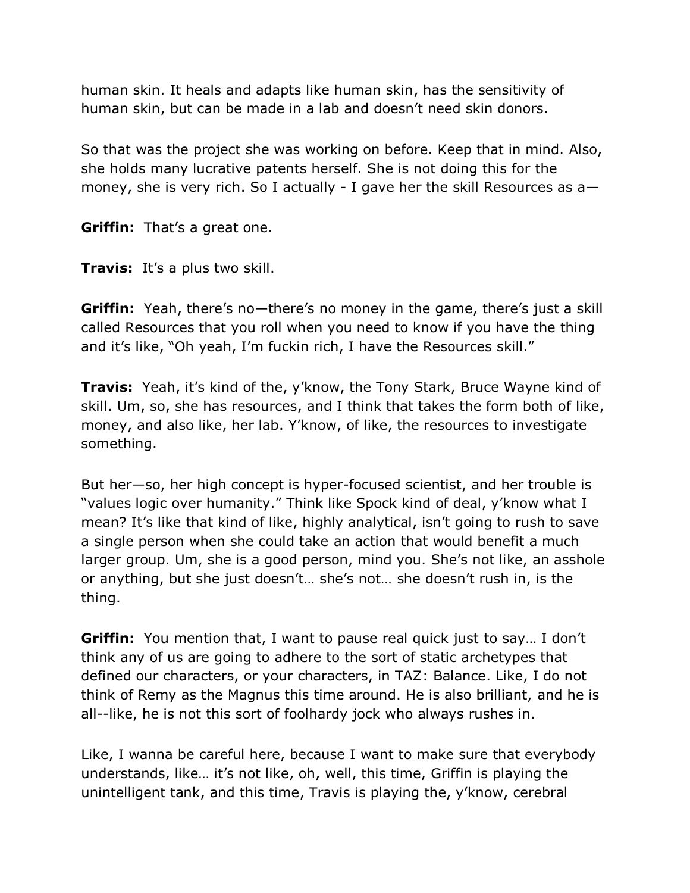human skin. It heals and adapts like human skin, has the sensitivity of human skin, but can be made in a lab and doesn't need skin donors.

So that was the project she was working on before. Keep that in mind. Also, she holds many lucrative patents herself. She is not doing this for the money, she is very rich. So I actually - I gave her the skill Resources as a—

**Griffin:** That's a great one.

**Travis:** It's a plus two skill.

**Griffin:** Yeah, there's no—there's no money in the game, there's just a skill called Resources that you roll when you need to know if you have the thing and it's like, "Oh yeah, I'm fuckin rich, I have the Resources skill."

**Travis:** Yeah, it's kind of the, y'know, the Tony Stark, Bruce Wayne kind of skill. Um, so, she has resources, and I think that takes the form both of like, money, and also like, her lab. Y'know, of like, the resources to investigate something.

But her—so, her high concept is hyper-focused scientist, and her trouble is "values logic over humanity." Think like Spock kind of deal, y'know what I mean? It's like that kind of like, highly analytical, isn't going to rush to save a single person when she could take an action that would benefit a much larger group. Um, she is a good person, mind you. She's not like, an asshole or anything, but she just doesn't… she's not… she doesn't rush in, is the thing.

**Griffin:** You mention that, I want to pause real quick just to say… I don't think any of us are going to adhere to the sort of static archetypes that defined our characters, or your characters, in TAZ: Balance. Like, I do not think of Remy as the Magnus this time around. He is also brilliant, and he is all--like, he is not this sort of foolhardy jock who always rushes in.

Like, I wanna be careful here, because I want to make sure that everybody understands, like… it's not like, oh, well, this time, Griffin is playing the unintelligent tank, and this time, Travis is playing the, y'know, cerebral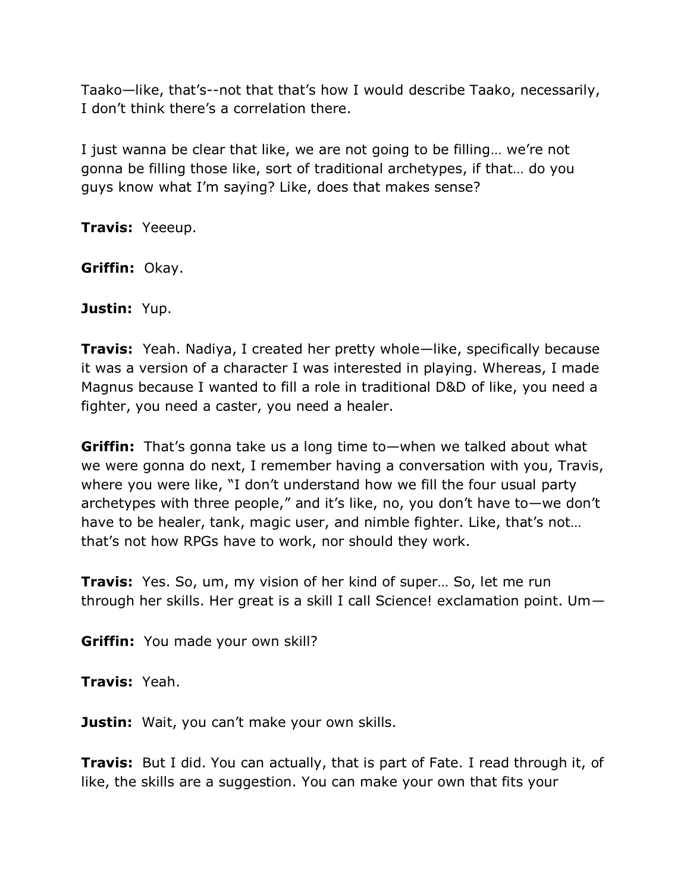Taako—like, that's--not that that's how I would describe Taako, necessarily, I don't think there's a correlation there.

I just wanna be clear that like, we are not going to be filling… we're not gonna be filling those like, sort of traditional archetypes, if that… do you guys know what I'm saying? Like, does that makes sense?

**Travis:** Yeeeup.

**Griffin:** Okay.

**Justin:** Yup.

**Travis:** Yeah. Nadiya, I created her pretty whole—like, specifically because it was a version of a character I was interested in playing. Whereas, I made Magnus because I wanted to fill a role in traditional D&D of like, you need a fighter, you need a caster, you need a healer.

**Griffin:** That's gonna take us a long time to—when we talked about what we were gonna do next, I remember having a conversation with you, Travis, where you were like, "I don't understand how we fill the four usual party archetypes with three people," and it's like, no, you don't have to—we don't have to be healer, tank, magic user, and nimble fighter. Like, that's not… that's not how RPGs have to work, nor should they work.

**Travis:** Yes. So, um, my vision of her kind of super… So, let me run through her skills. Her great is a skill I call Science! exclamation point. Um—

**Griffin:** You made your own skill?

**Travis:** Yeah.

**Justin:** Wait, you can't make your own skills.

**Travis:** But I did. You can actually, that is part of Fate. I read through it, of like, the skills are a suggestion. You can make your own that fits your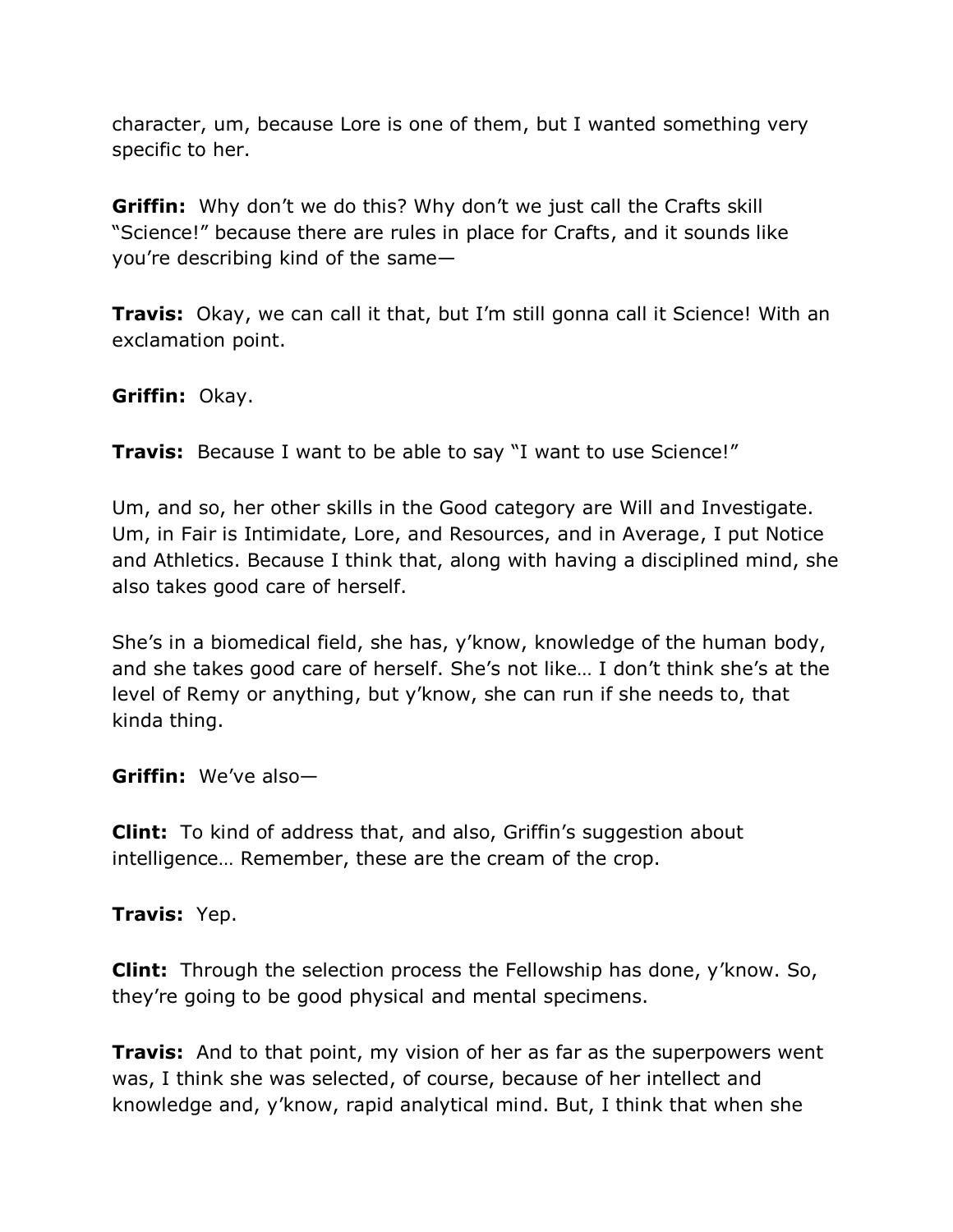character, um, because Lore is one of them, but I wanted something very specific to her.

**Griffin:** Why don't we do this? Why don't we just call the Crafts skill "Science!" because there are rules in place for Crafts, and it sounds like you're describing kind of the same—

**Travis:** Okay, we can call it that, but I'm still gonna call it Science! With an exclamation point.

**Griffin:** Okay.

**Travis:** Because I want to be able to say "I want to use Science!"

Um, and so, her other skills in the Good category are Will and Investigate. Um, in Fair is Intimidate, Lore, and Resources, and in Average, I put Notice and Athletics. Because I think that, along with having a disciplined mind, she also takes good care of herself.

She's in a biomedical field, she has, y'know, knowledge of the human body, and she takes good care of herself. She's not like… I don't think she's at the level of Remy or anything, but y'know, she can run if she needs to, that kinda thing.

**Griffin:** We've also—

**Clint:** To kind of address that, and also, Griffin's suggestion about intelligence… Remember, these are the cream of the crop.

**Travis:** Yep.

**Clint:** Through the selection process the Fellowship has done, y'know. So, they're going to be good physical and mental specimens.

**Travis:** And to that point, my vision of her as far as the superpowers went was, I think she was selected, of course, because of her intellect and knowledge and, y'know, rapid analytical mind. But, I think that when she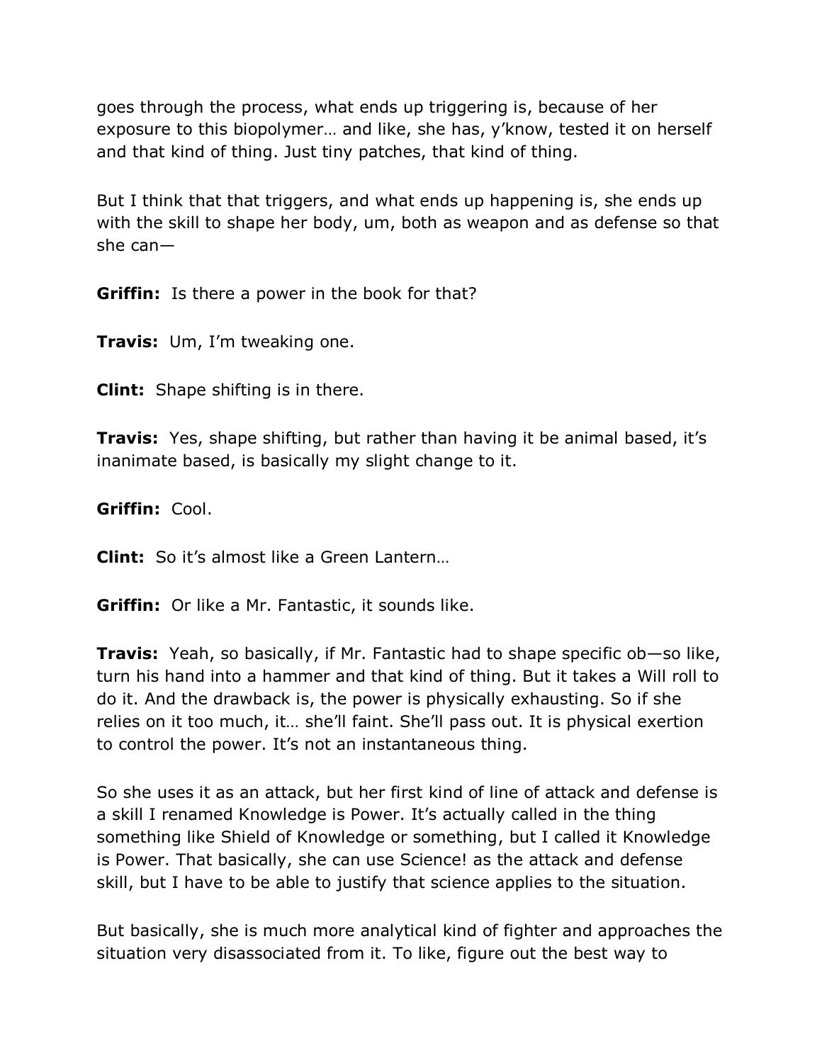goes through the process, what ends up triggering is, because of her exposure to this biopolymer… and like, she has, y'know, tested it on herself and that kind of thing. Just tiny patches, that kind of thing.

But I think that that triggers, and what ends up happening is, she ends up with the skill to shape her body, um, both as weapon and as defense so that she can—

**Griffin:** Is there a power in the book for that?

**Travis:** Um, I'm tweaking one.

**Clint:** Shape shifting is in there.

**Travis:** Yes, shape shifting, but rather than having it be animal based, it's inanimate based, is basically my slight change to it.

**Griffin:** Cool.

**Clint:** So it's almost like a Green Lantern…

**Griffin:** Or like a Mr. Fantastic, it sounds like.

**Travis:** Yeah, so basically, if Mr. Fantastic had to shape specific ob—so like, turn his hand into a hammer and that kind of thing. But it takes a Will roll to do it. And the drawback is, the power is physically exhausting. So if she relies on it too much, it… she'll faint. She'll pass out. It is physical exertion to control the power. It's not an instantaneous thing.

So she uses it as an attack, but her first kind of line of attack and defense is a skill I renamed Knowledge is Power. It's actually called in the thing something like Shield of Knowledge or something, but I called it Knowledge is Power. That basically, she can use Science! as the attack and defense skill, but I have to be able to justify that science applies to the situation.

But basically, she is much more analytical kind of fighter and approaches the situation very disassociated from it. To like, figure out the best way to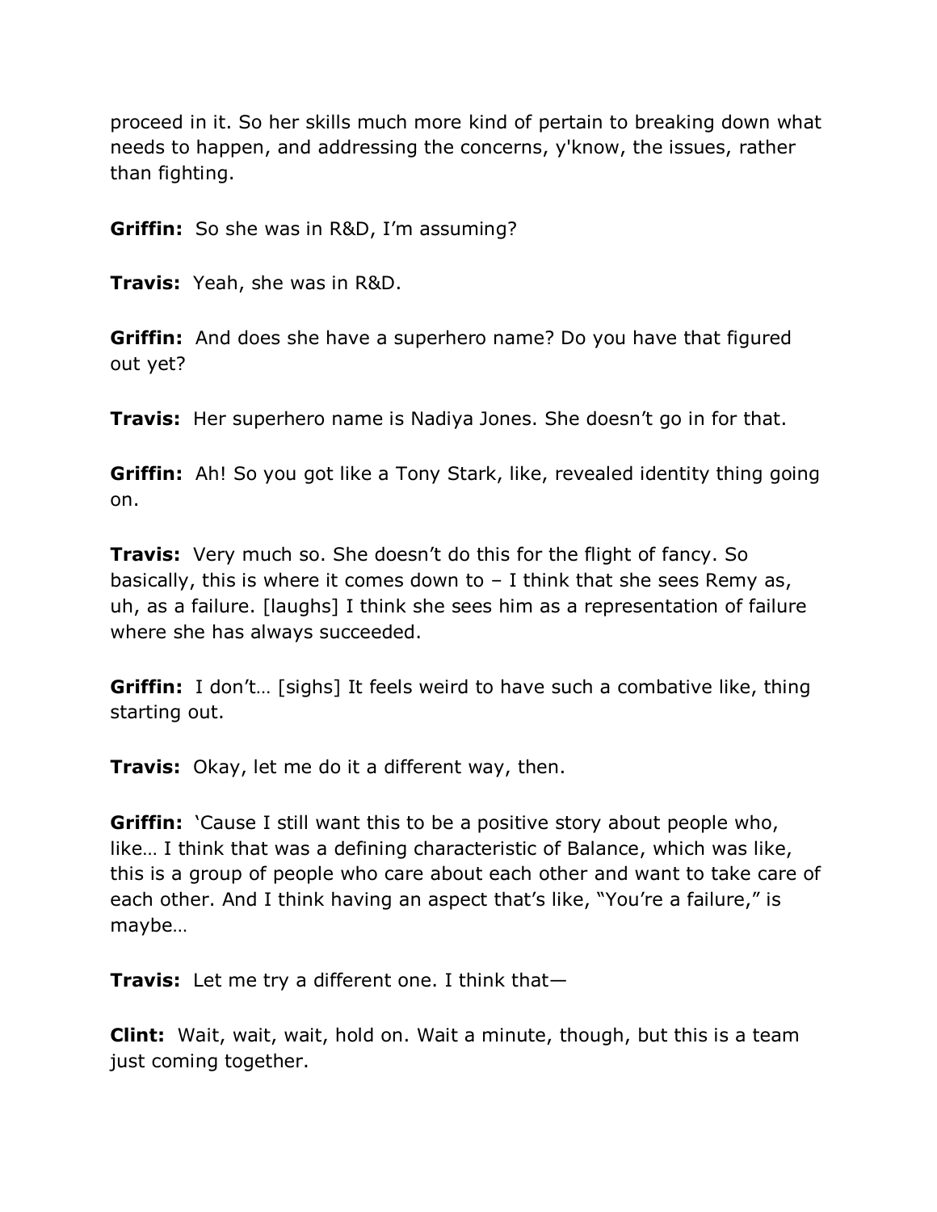proceed in it. So her skills much more kind of pertain to breaking down what needs to happen, and addressing the concerns, y'know, the issues, rather than fighting.

**Griffin:** So she was in R&D, I'm assuming?

**Travis:** Yeah, she was in R&D.

**Griffin:** And does she have a superhero name? Do you have that figured out yet?

**Travis:** Her superhero name is Nadiya Jones. She doesn't go in for that.

**Griffin:** Ah! So you got like a Tony Stark, like, revealed identity thing going on.

**Travis:** Very much so. She doesn't do this for the flight of fancy. So basically, this is where it comes down to – I think that she sees Remy as, uh, as a failure. [laughs] I think she sees him as a representation of failure where she has always succeeded.

**Griffin:** I don't… [sighs] It feels weird to have such a combative like, thing starting out.

**Travis:** Okay, let me do it a different way, then.

**Griffin:** 'Cause I still want this to be a positive story about people who, like… I think that was a defining characteristic of Balance, which was like, this is a group of people who care about each other and want to take care of each other. And I think having an aspect that's like, "You're a failure," is maybe…

**Travis:** Let me try a different one. I think that—

**Clint:** Wait, wait, wait, hold on. Wait a minute, though, but this is a team just coming together.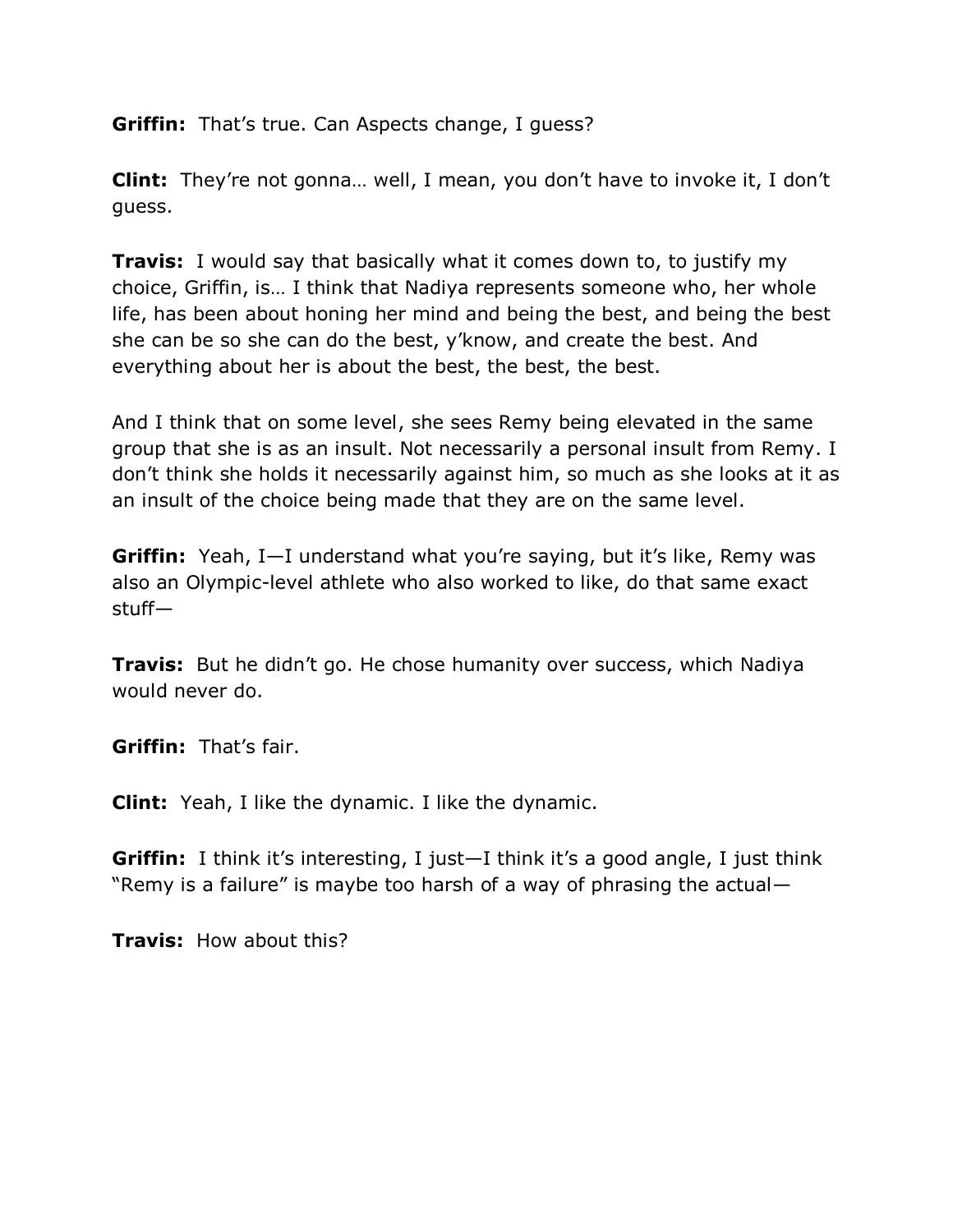**Griffin:** That's true. Can Aspects change, I guess?

**Clint:** They're not gonna… well, I mean, you don't have to invoke it, I don't guess.

**Travis:** I would say that basically what it comes down to, to justify my choice, Griffin, is… I think that Nadiya represents someone who, her whole life, has been about honing her mind and being the best, and being the best she can be so she can do the best, y'know, and create the best. And everything about her is about the best, the best, the best.

And I think that on some level, she sees Remy being elevated in the same group that she is as an insult. Not necessarily a personal insult from Remy. I don't think she holds it necessarily against him, so much as she looks at it as an insult of the choice being made that they are on the same level.

**Griffin:** Yeah, I—I understand what you're saying, but it's like, Remy was also an Olympic-level athlete who also worked to like, do that same exact stuff—

**Travis:** But he didn't go. He chose humanity over success, which Nadiya would never do.

**Griffin:** That's fair.

**Clint:** Yeah, I like the dynamic. I like the dynamic.

**Griffin:** I think it's interesting, I just—I think it's a good angle, I just think "Remy is a failure" is maybe too harsh of a way of phrasing the actual—

**Travis:** How about this?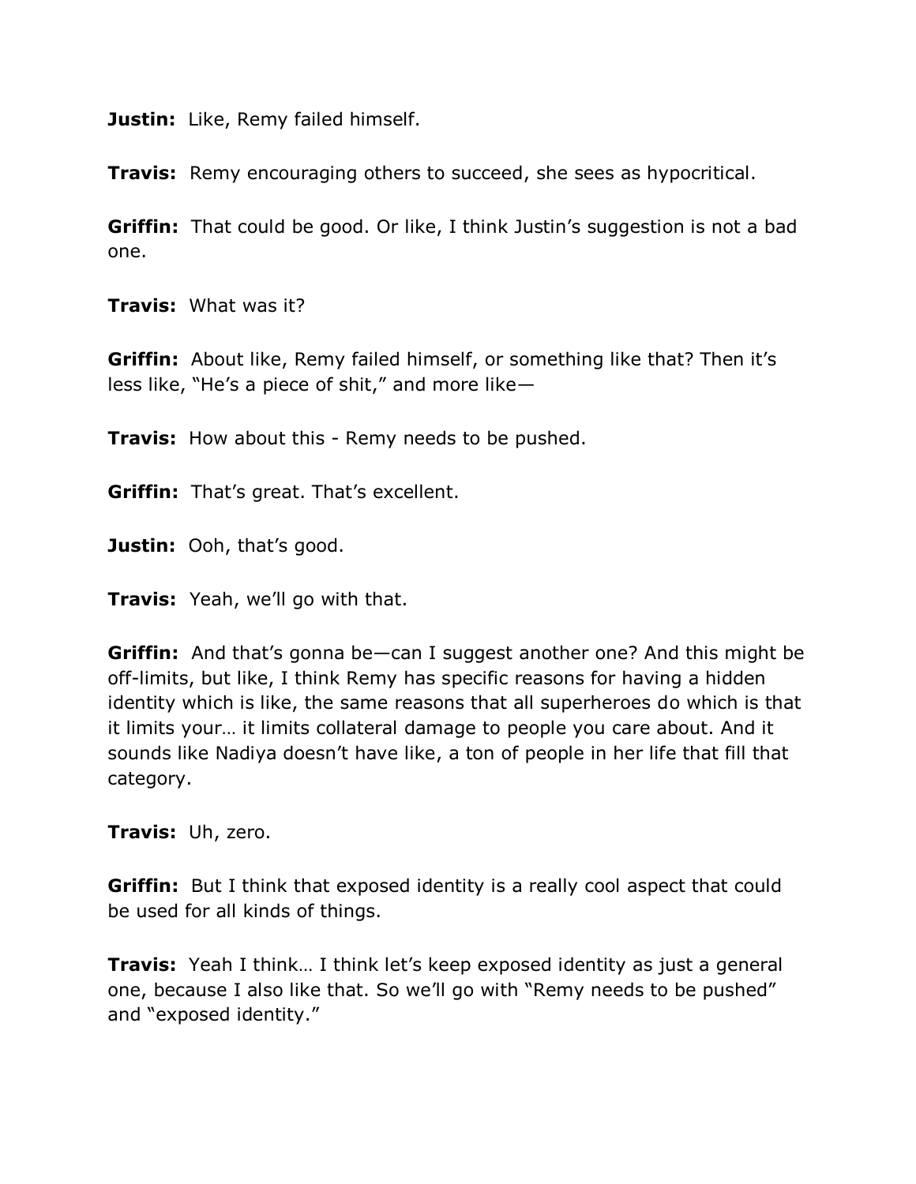**Justin:** Like, Remy failed himself.

**Travis:** Remy encouraging others to succeed, she sees as hypocritical.

**Griffin:** That could be good. Or like, I think Justin's suggestion is not a bad one.

**Travis:** What was it?

**Griffin:** About like, Remy failed himself, or something like that? Then it's less like, "He's a piece of shit," and more like—

**Travis:** How about this - Remy needs to be pushed.

**Griffin:** That's great. That's excellent.

**Justin:** Ooh, that's good.

**Travis:** Yeah, we'll go with that.

**Griffin:** And that's gonna be—can I suggest another one? And this might be off-limits, but like, I think Remy has specific reasons for having a hidden identity which is like, the same reasons that all superheroes do which is that it limits your… it limits collateral damage to people you care about. And it sounds like Nadiya doesn't have like, a ton of people in her life that fill that category.

**Travis:** Uh, zero.

**Griffin:** But I think that exposed identity is a really cool aspect that could be used for all kinds of things.

**Travis:** Yeah I think… I think let's keep exposed identity as just a general one, because I also like that. So we'll go with "Remy needs to be pushed" and "exposed identity."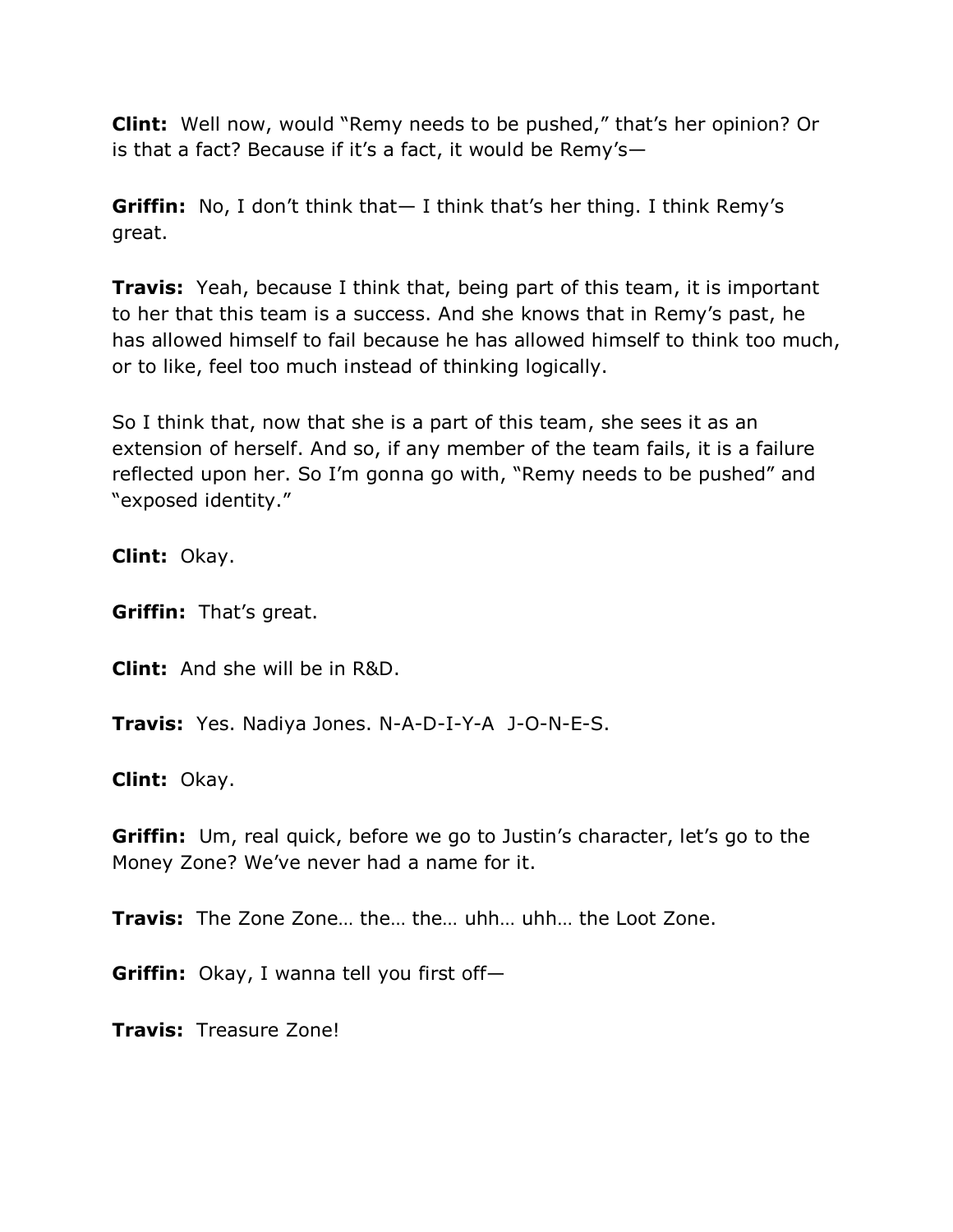**Clint:** Well now, would "Remy needs to be pushed," that's her opinion? Or is that a fact? Because if it's a fact, it would be Remy's—

**Griffin:** No, I don't think that— I think that's her thing. I think Remy's great.

**Travis:** Yeah, because I think that, being part of this team, it is important to her that this team is a success. And she knows that in Remy's past, he has allowed himself to fail because he has allowed himself to think too much, or to like, feel too much instead of thinking logically.

So I think that, now that she is a part of this team, she sees it as an extension of herself. And so, if any member of the team fails, it is a failure reflected upon her. So I'm gonna go with, "Remy needs to be pushed" and "exposed identity."

**Clint:** Okay.

**Griffin:** That's great.

**Clint:** And she will be in R&D.

**Travis:** Yes. Nadiya Jones. N-A-D-I-Y-A J-O-N-E-S.

**Clint:** Okay.

**Griffin:** Um, real quick, before we go to Justin's character, let's go to the Money Zone? We've never had a name for it.

**Travis:** The Zone Zone… the… the… uhh… uhh… the Loot Zone.

**Griffin:** Okay, I wanna tell you first off—

**Travis:** Treasure Zone!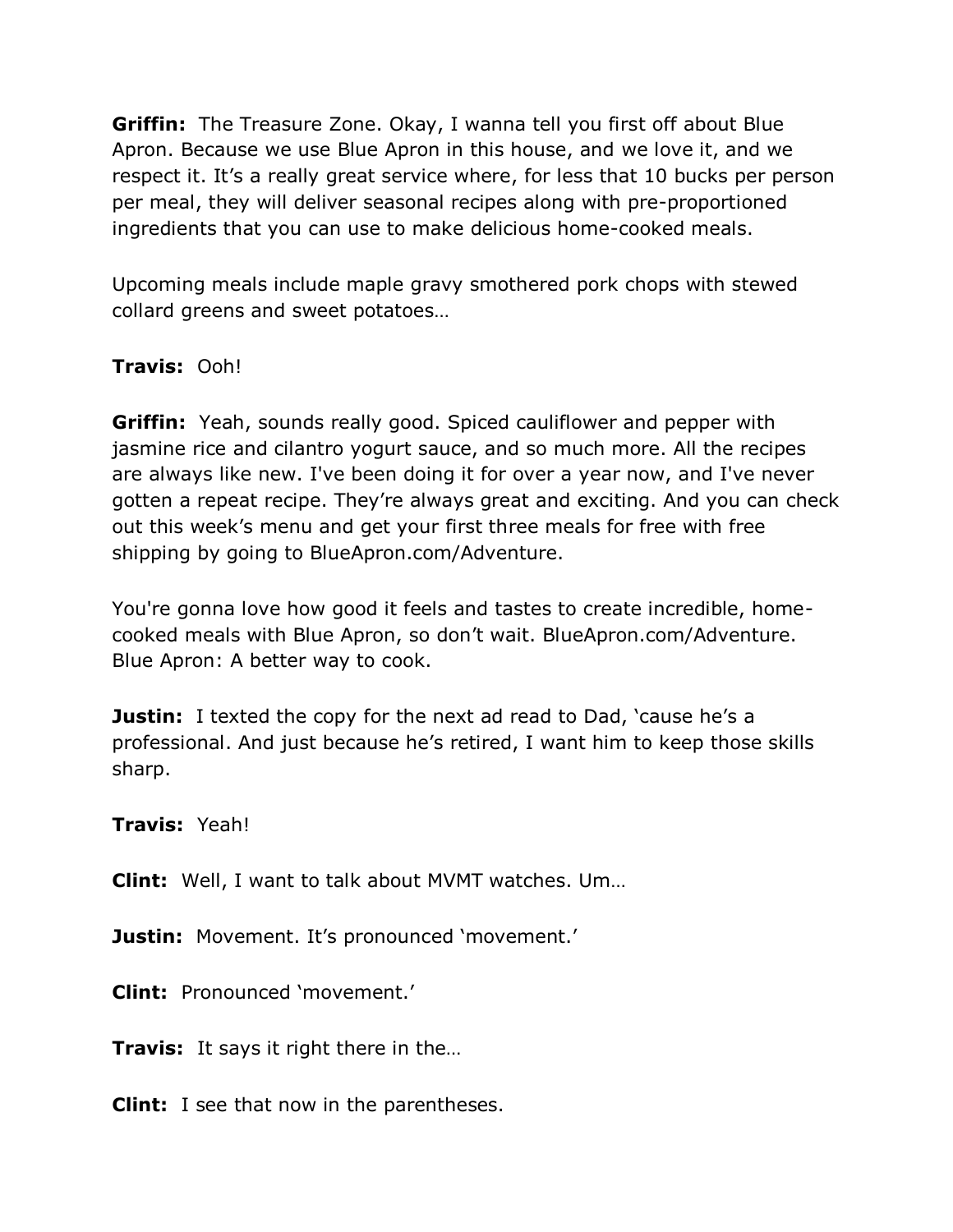**Griffin:** The Treasure Zone. Okay, I wanna tell you first off about Blue Apron. Because we use Blue Apron in this house, and we love it, and we respect it. It's a really great service where, for less that 10 bucks per person per meal, they will deliver seasonal recipes along with pre-proportioned ingredients that you can use to make delicious home-cooked meals.

Upcoming meals include maple gravy smothered pork chops with stewed collard greens and sweet potatoes…

**Travis:** Ooh!

**Griffin:** Yeah, sounds really good. Spiced cauliflower and pepper with jasmine rice and cilantro yogurt sauce, and so much more. All the recipes are always like new. I've been doing it for over a year now, and I've never gotten a repeat recipe. They're always great and exciting. And you can check out this week's menu and get your first three meals for free with free shipping by going to BlueApron.com/Adventure.

You're gonna love how good it feels and tastes to create incredible, home-cooked meals with Blue Apron, so don't wait. BlueApron.com/Adventure. Blue Apron: A better way to cook.

**Justin:** I texted the copy for the next ad read to Dad, 'cause he's a professional. And just because he's retired, I want him to keep those skills sharp.

**Travis:** Yeah!

**Clint:** Well, I want to talk about MVMT watches. Um…

**Justin:** Movement. It's pronounced 'movement.'

**Clint:** Pronounced 'movement.'

**Travis:** It says it right there in the…

**Clint:** I see that now in the parentheses.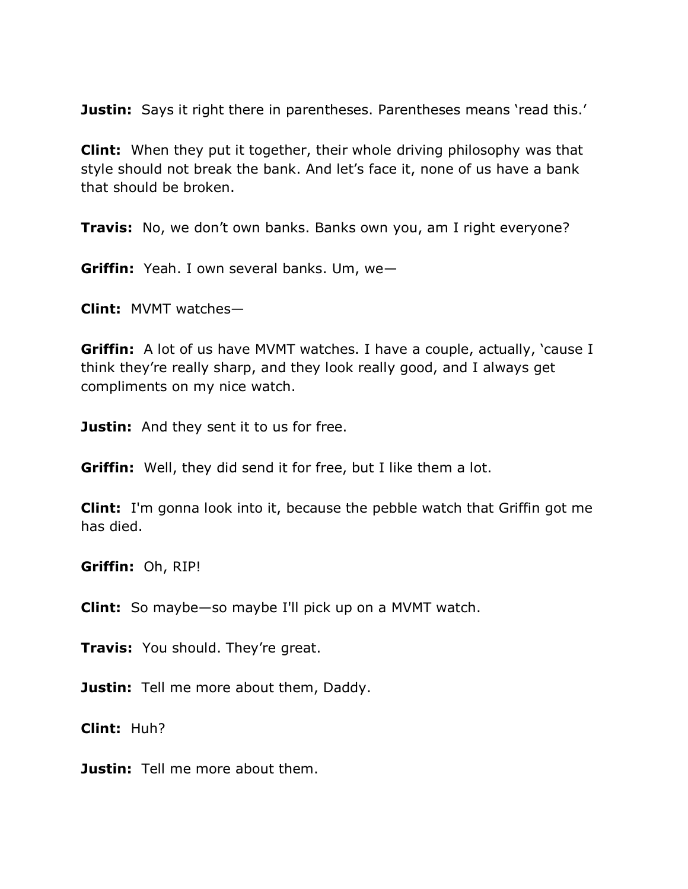**Justin:** Says it right there in parentheses. Parentheses means 'read this.'

**Clint:** When they put it together, their whole driving philosophy was that style should not break the bank. And let's face it, none of us have a bank that should be broken.

**Travis:** No, we don't own banks. Banks own you, am I right everyone?

**Griffin:** Yeah. I own several banks. Um, we—

**Clint:** MVMT watches—

**Griffin:** A lot of us have MVMT watches. I have a couple, actually, 'cause I think they're really sharp, and they look really good, and I always get compliments on my nice watch.

**Justin:** And they sent it to us for free.

**Griffin:** Well, they did send it for free, but I like them a lot.

**Clint:** I'm gonna look into it, because the pebble watch that Griffin got me has died.

**Griffin:** Oh, RIP!

**Clint:** So maybe—so maybe I'll pick up on a MVMT watch.

**Travis:** You should. They're great.

**Justin:** Tell me more about them, Daddy.

**Clint:** Huh?

**Justin:** Tell me more about them.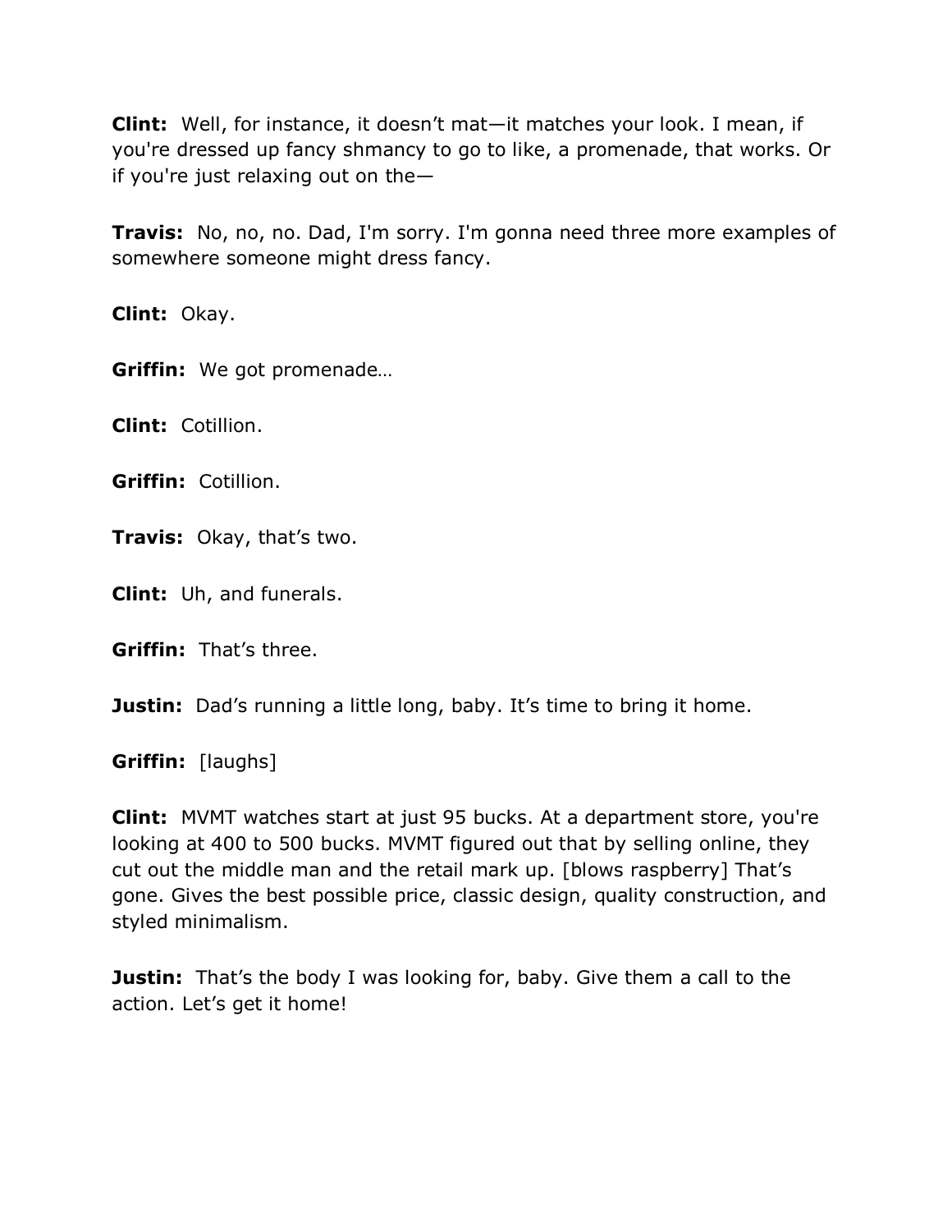**Clint:** Well, for instance, it doesn't mat—it matches your look. I mean, if you're dressed up fancy shmancy to go to like, a promenade, that works. Or if you're just relaxing out on the—

**Travis:** No, no, no. Dad, I'm sorry. I'm gonna need three more examples of somewhere someone might dress fancy.

**Clint:** Okay.

**Griffin:** We got promenade…

**Clint:** Cotillion.

**Griffin:** Cotillion.

**Travis:** Okay, that's two.

**Clint:** Uh, and funerals.

**Griffin:** That's three.

**Justin:** Dad's running a little long, baby. It's time to bring it home.

**Griffin:** [laughs]

**Clint:** MVMT watches start at just 95 bucks. At a department store, you're looking at 400 to 500 bucks. MVMT figured out that by selling online, they cut out the middle man and the retail mark up. [blows raspberry] That's gone. Gives the best possible price, classic design, quality construction, and styled minimalism.

**Justin:** That's the body I was looking for, baby. Give them a call to the action. Let's get it home!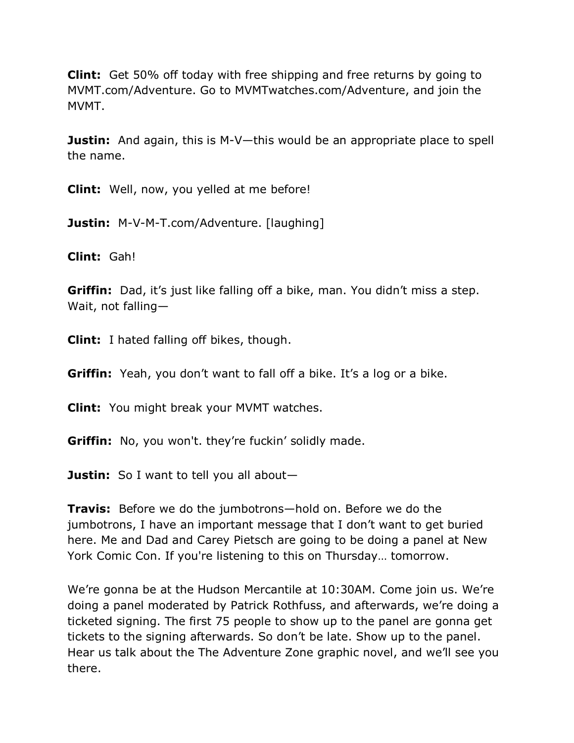**Clint:** Get 50% off today with free shipping and free returns by going to MVMT.com/Adventure. Go to MVMTwatches.com/Adventure, and join the MVMT.

**Justin:** And again, this is M-V—this would be an appropriate place to spell the name.

**Clint:** Well, now, you yelled at me before!

**Justin:** M-V-M-T.com/Adventure. [laughing]

**Clint:** Gah!

**Griffin:** Dad, it's just like falling off a bike, man. You didn't miss a step. Wait, not falling—

**Clint:** I hated falling off bikes, though.

**Griffin:** Yeah, you don't want to fall off a bike. It's a log or a bike.

**Clint:** You might break your MVMT watches.

**Griffin:** No, you won't. they're fuckin' solidly made.

**Justin:** So I want to tell you all about—

**Travis:** Before we do the jumbotrons—hold on. Before we do the jumbotrons, I have an important message that I don't want to get buried here. Me and Dad and Carey Pietsch are going to be doing a panel at New York Comic Con. If you're listening to this on Thursday… tomorrow.

We're gonna be at the Hudson Mercantile at 10:30AM. Come join us. We're doing a panel moderated by Patrick Rothfuss, and afterwards, we're doing a ticketed signing. The first 75 people to show up to the panel are gonna get tickets to the signing afterwards. So don't be late. Show up to the panel. Hear us talk about the The Adventure Zone graphic novel, and we'll see you there.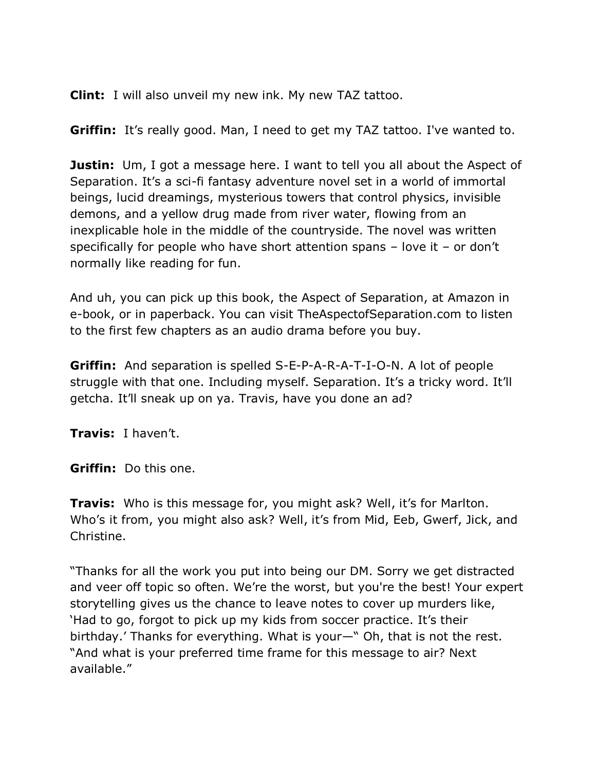**Clint:** I will also unveil my new ink. My new TAZ tattoo.

**Griffin:** It's really good. Man, I need to get my TAZ tattoo. I've wanted to.

**Justin:** Um, I got a message here. I want to tell you all about the Aspect of Separation. It's a sci-fi fantasy adventure novel set in a world of immortal beings, lucid dreamings, mysterious towers that control physics, invisible demons, and a yellow drug made from river water, flowing from an inexplicable hole in the middle of the countryside. The novel was written specifically for people who have short attention spans – love it – or don't normally like reading for fun.

And uh, you can pick up this book, the Aspect of Separation, at Amazon in e-book, or in paperback. You can visit TheAspectofSeparation.com to listen to the first few chapters as an audio drama before you buy.

**Griffin:** And separation is spelled S-E-P-A-R-A-T-I-O-N. A lot of people struggle with that one. Including myself. Separation. It's a tricky word. It'll getcha. It'll sneak up on ya. Travis, have you done an ad?

**Travis:** I haven't.

**Griffin:** Do this one.

**Travis:** Who is this message for, you might ask? Well, it's for Marlton. Who's it from, you might also ask? Well, it's from Mid, Eeb, Gwerf, Jick, and Christine.

"Thanks for all the work you put into being our DM. Sorry we get distracted and veer off topic so often. We're the worst, but you're the best! Your expert storytelling gives us the chance to leave notes to cover up murders like, 'Had to go, forgot to pick up my kids from soccer practice. It's their birthday.' Thanks for everything. What is your—" Oh, that is not the rest. "And what is your preferred time frame for this message to air? Next available."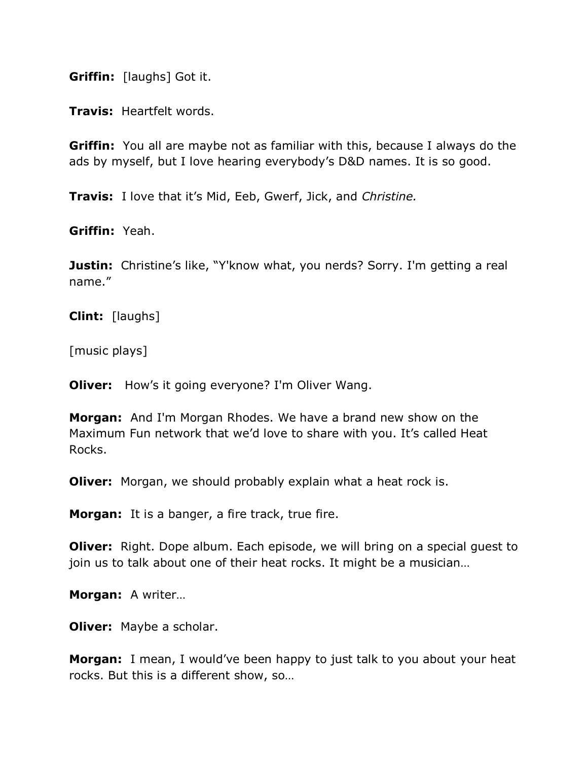**Griffin:** [laughs] Got it.

**Travis:** Heartfelt words.

**Griffin:** You all are maybe not as familiar with this, because I always do the ads by myself, but I love hearing everybody's D&D names. It is so good.

**Travis:** I love that it's Mid, Eeb, Gwerf, Jick, and *Christine.*

**Griffin:** Yeah.

**Justin:** Christine's like, "Y'know what, you nerds? Sorry. I'm getting a real name."

**Clint:** [laughs]

[music plays]

**Oliver:** How's it going everyone? I'm Oliver Wang.

**Morgan:** And I'm Morgan Rhodes. We have a brand new show on the Maximum Fun network that we'd love to share with you. It's called Heat Rocks.

**Oliver:** Morgan, we should probably explain what a heat rock is.

**Morgan:** It is a banger, a fire track, true fire.

**Oliver:** Right. Dope album. Each episode, we will bring on a special guest to join us to talk about one of their heat rocks. It might be a musician…

**Morgan:** A writer…

**Oliver:** Maybe a scholar.

**Morgan:** I mean, I would've been happy to just talk to you about your heat rocks. But this is a different show, so…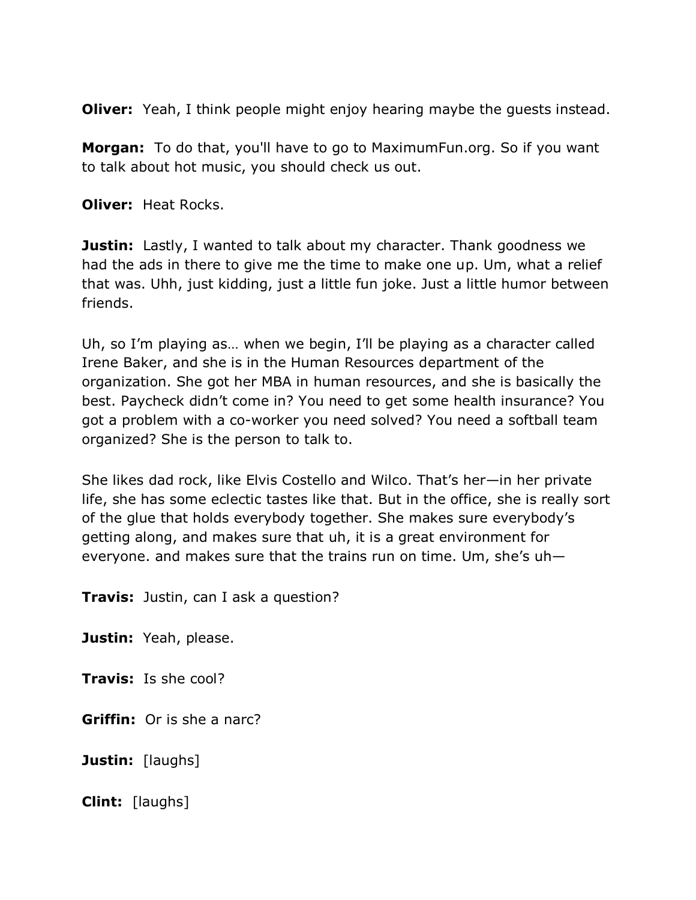**Oliver:** Yeah, I think people might enjoy hearing maybe the guests instead.

**Morgan:** To do that, you'll have to go to MaximumFun.org. So if you want to talk about hot music, you should check us out.

**Oliver:** Heat Rocks.

**Justin:** Lastly, I wanted to talk about my character. Thank goodness we had the ads in there to give me the time to make one up. Um, what a relief that was. Uhh, just kidding, just a little fun joke. Just a little humor between friends.

Uh, so I'm playing as… when we begin, I'll be playing as a character called Irene Baker, and she is in the Human Resources department of the organization. She got her MBA in human resources, and she is basically the best. Paycheck didn't come in? You need to get some health insurance? You got a problem with a co-worker you need solved? You need a softball team organized? She is the person to talk to.

She likes dad rock, like Elvis Costello and Wilco. That's her—in her private life, she has some eclectic tastes like that. But in the office, she is really sort of the glue that holds everybody together. She makes sure everybody's getting along, and makes sure that uh, it is a great environment for everyone. and makes sure that the trains run on time. Um, she's uh—

**Travis:** Justin, can I ask a question?

**Justin:** Yeah, please.

**Travis:** Is she cool?

**Griffin:** Or is she a narc?

**Justin:** [laughs]

**Clint:** [laughs]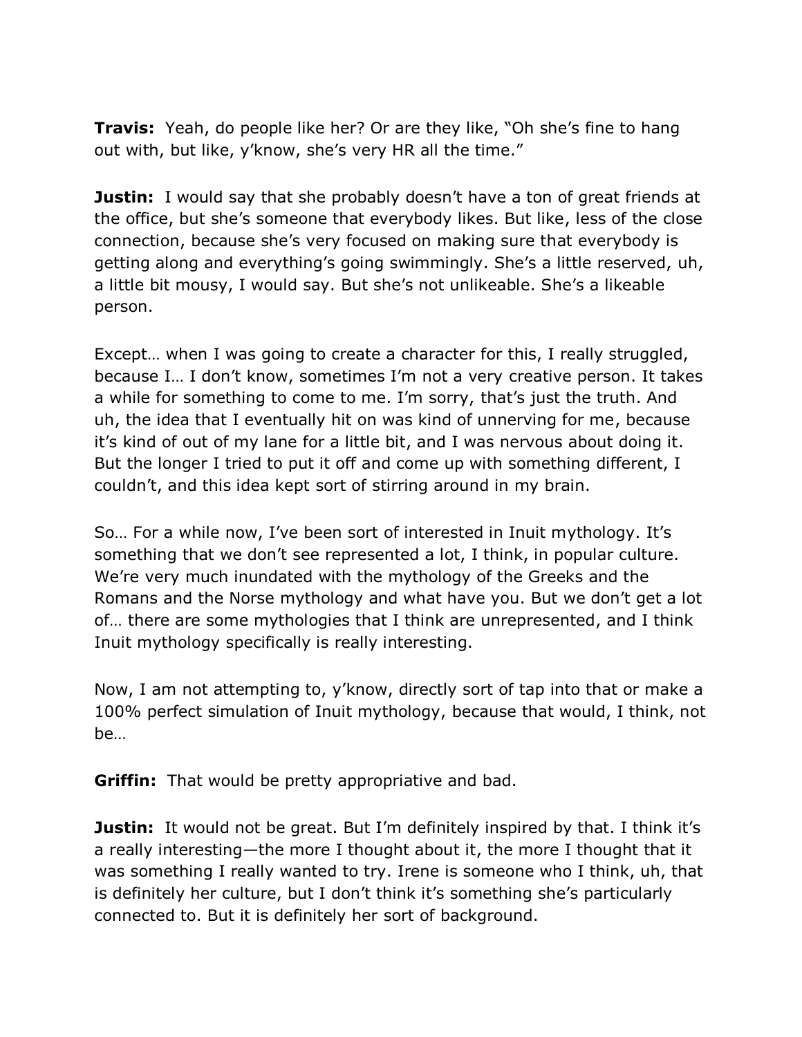**Travis:** Yeah, do people like her? Or are they like, "Oh she's fine to hang out with, but like, y'know, she's very HR all the time."

**Justin:** I would say that she probably doesn't have a ton of great friends at the office, but she's someone that everybody likes. But like, less of the close connection, because she's very focused on making sure that everybody is getting along and everything's going swimmingly. She's a little reserved, uh, a little bit mousy, I would say. But she's not unlikeable. She's a likeable person.

Except… when I was going to create a character for this, I really struggled, because I… I don't know, sometimes I'm not a very creative person. It takes a while for something to come to me. I'm sorry, that's just the truth. And uh, the idea that I eventually hit on was kind of unnerving for me, because it's kind of out of my lane for a little bit, and I was nervous about doing it. But the longer I tried to put it off and come up with something different, I couldn't, and this idea kept sort of stirring around in my brain.

So… For a while now, I've been sort of interested in Inuit mythology. It's something that we don't see represented a lot, I think, in popular culture. We're very much inundated with the mythology of the Greeks and the Romans and the Norse mythology and what have you. But we don't get a lot of… there are some mythologies that I think are unrepresented, and I think Inuit mythology specifically is really interesting.

Now, I am not attempting to, y'know, directly sort of tap into that or make a 100% perfect simulation of Inuit mythology, because that would, I think, not be…

**Griffin:** That would be pretty appropriative and bad.

**Justin:** It would not be great. But I'm definitely inspired by that. I think it's a really interesting—the more I thought about it, the more I thought that it was something I really wanted to try. Irene is someone who I think, uh, that is definitely her culture, but I don't think it's something she's particularly connected to. But it is definitely her sort of background.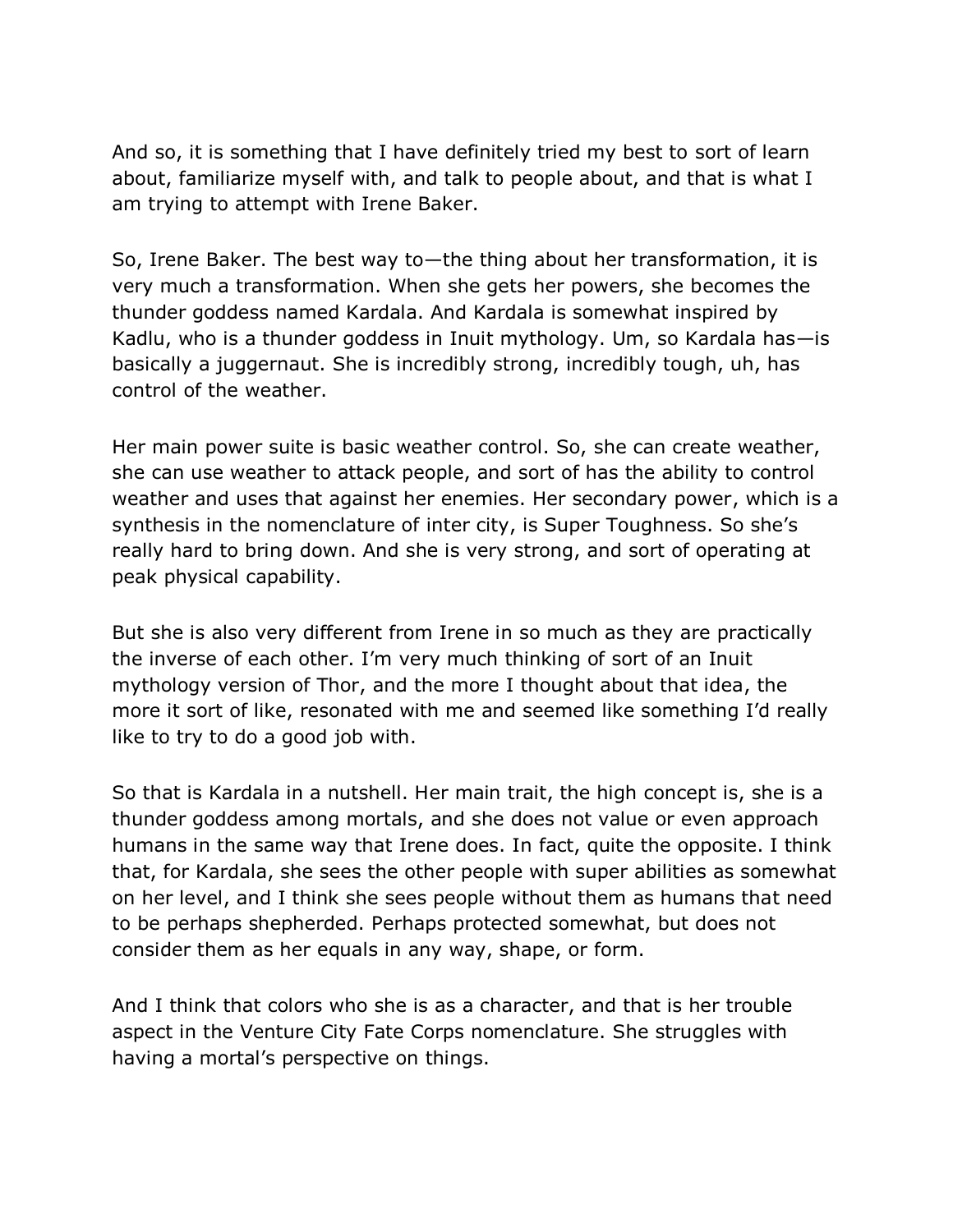And so, it is something that I have definitely tried my best to sort of learn about, familiarize myself with, and talk to people about, and that is what I am trying to attempt with Irene Baker.

So, Irene Baker. The best way to—the thing about her transformation, it is very much a transformation. When she gets her powers, she becomes the thunder goddess named Kardala. And Kardala is somewhat inspired by Kadlu, who is a thunder goddess in Inuit mythology. Um, so Kardala has—is basically a juggernaut. She is incredibly strong, incredibly tough, uh, has control of the weather.

Her main power suite is basic weather control. So, she can create weather, she can use weather to attack people, and sort of has the ability to control weather and uses that against her enemies. Her secondary power, which is a synthesis in the nomenclature of inter city, is Super Toughness. So she's really hard to bring down. And she is very strong, and sort of operating at peak physical capability.

But she is also very different from Irene in so much as they are practically the inverse of each other. I'm very much thinking of sort of an Inuit mythology version of Thor, and the more I thought about that idea, the more it sort of like, resonated with me and seemed like something I'd really like to try to do a good job with.

So that is Kardala in a nutshell. Her main trait, the high concept is, she is a thunder goddess among mortals, and she does not value or even approach humans in the same way that Irene does. In fact, quite the opposite. I think that, for Kardala, she sees the other people with super abilities as somewhat on her level, and I think she sees people without them as humans that need to be perhaps shepherded. Perhaps protected somewhat, but does not consider them as her equals in any way, shape, or form.

And I think that colors who she is as a character, and that is her trouble aspect in the Venture City Fate Corps nomenclature. She struggles with having a mortal's perspective on things.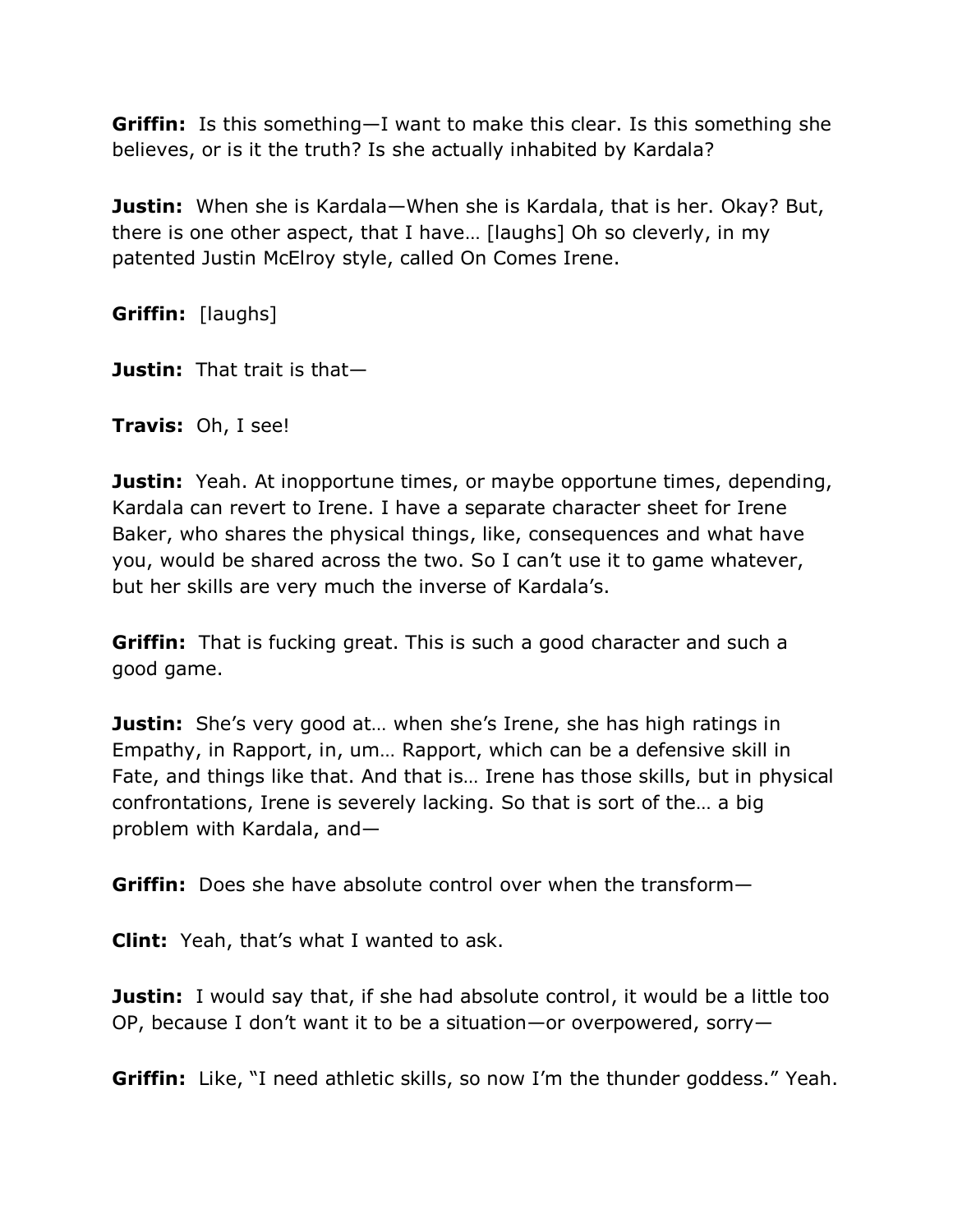**Griffin:** Is this something—I want to make this clear. Is this something she believes, or is it the truth? Is she actually inhabited by Kardala?

**Justin:** When she is Kardala—When she is Kardala, that is her. Okay? But, there is one other aspect, that I have… [laughs] Oh so cleverly, in my patented Justin McElroy style, called On Comes Irene.

**Griffin:** [laughs]

**Justin:** That trait is that—

**Travis:** Oh, I see!

**Justin:** Yeah. At inopportune times, or maybe opportune times, depending, Kardala can revert to Irene. I have a separate character sheet for Irene Baker, who shares the physical things, like, consequences and what have you, would be shared across the two. So I can't use it to game whatever, but her skills are very much the inverse of Kardala's.

**Griffin:** That is fucking great. This is such a good character and such a good game.

**Justin:** She's very good at… when she's Irene, she has high ratings in Empathy, in Rapport, in, um… Rapport, which can be a defensive skill in Fate, and things like that. And that is… Irene has those skills, but in physical confrontations, Irene is severely lacking. So that is sort of the… a big problem with Kardala, and—

**Griffin:** Does she have absolute control over when the transform—

**Clint:** Yeah, that's what I wanted to ask.

**Justin:** I would say that, if she had absolute control, it would be a little too OP, because I don't want it to be a situation—or overpowered, sorry—

**Griffin:** Like, "I need athletic skills, so now I'm the thunder goddess." Yeah.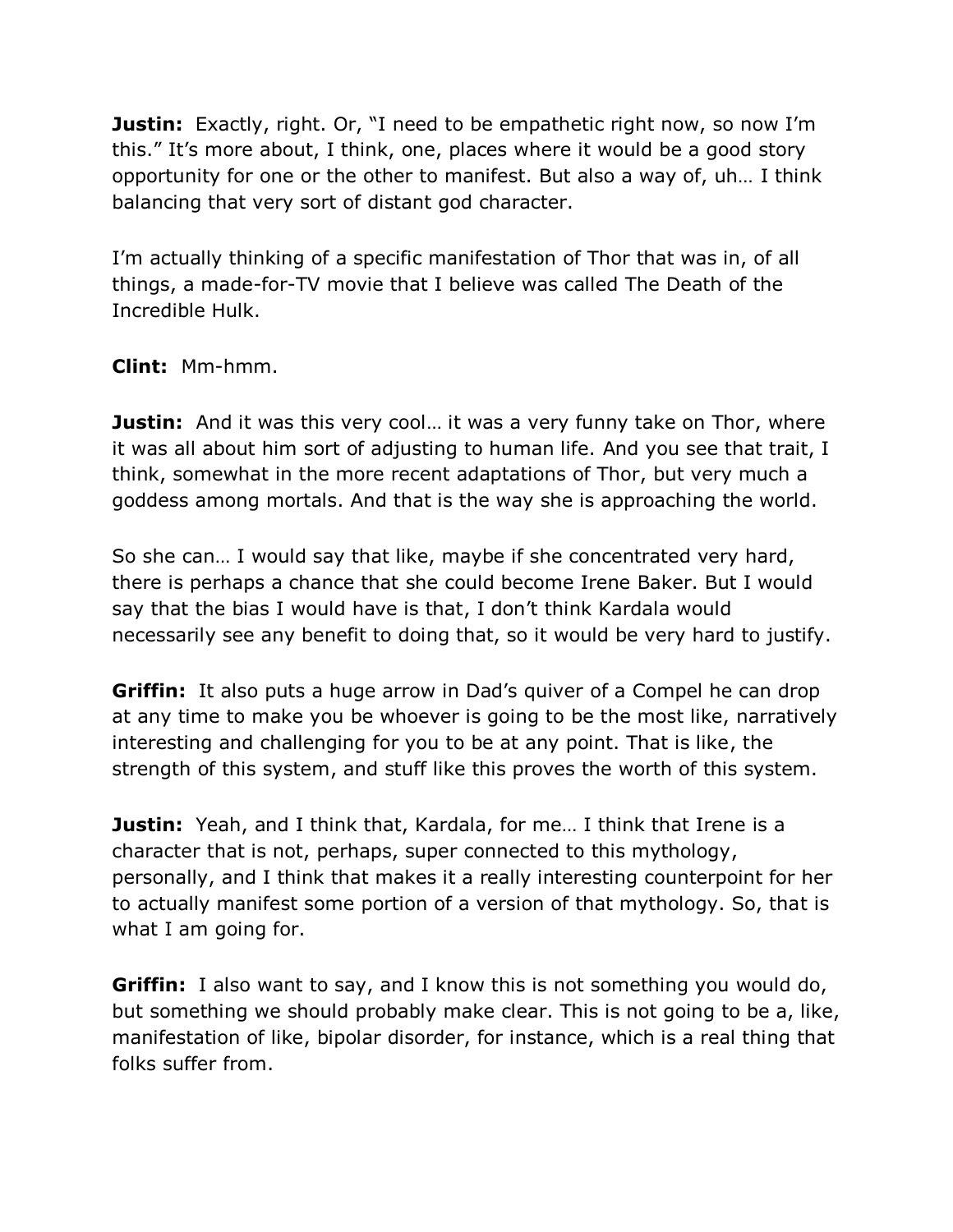**Justin:** Exactly, right. Or, "I need to be empathetic right now, so now I'm this." It's more about, I think, one, places where it would be a good story opportunity for one or the other to manifest. But also a way of, uh… I think balancing that very sort of distant god character.

I'm actually thinking of a specific manifestation of Thor that was in, of all things, a made-for-TV movie that I believe was called The Death of the Incredible Hulk.

**Clint:** Mm-hmm.

**Justin:** And it was this very cool… it was a very funny take on Thor, where it was all about him sort of adjusting to human life. And you see that trait, I think, somewhat in the more recent adaptations of Thor, but very much a goddess among mortals. And that is the way she is approaching the world.

So she can… I would say that like, maybe if she concentrated very hard, there is perhaps a chance that she could become Irene Baker. But I would say that the bias I would have is that, I don't think Kardala would necessarily see any benefit to doing that, so it would be very hard to justify.

**Griffin:** It also puts a huge arrow in Dad's quiver of a Compel he can drop at any time to make you be whoever is going to be the most like, narratively interesting and challenging for you to be at any point. That is like, the strength of this system, and stuff like this proves the worth of this system.

**Justin:** Yeah, and I think that, Kardala, for me… I think that Irene is a character that is not, perhaps, super connected to this mythology, personally, and I think that makes it a really interesting counterpoint for her to actually manifest some portion of a version of that mythology. So, that is what I am going for.

**Griffin:** I also want to say, and I know this is not something you would do, but something we should probably make clear. This is not going to be a, like, manifestation of like, bipolar disorder, for instance, which is a real thing that folks suffer from.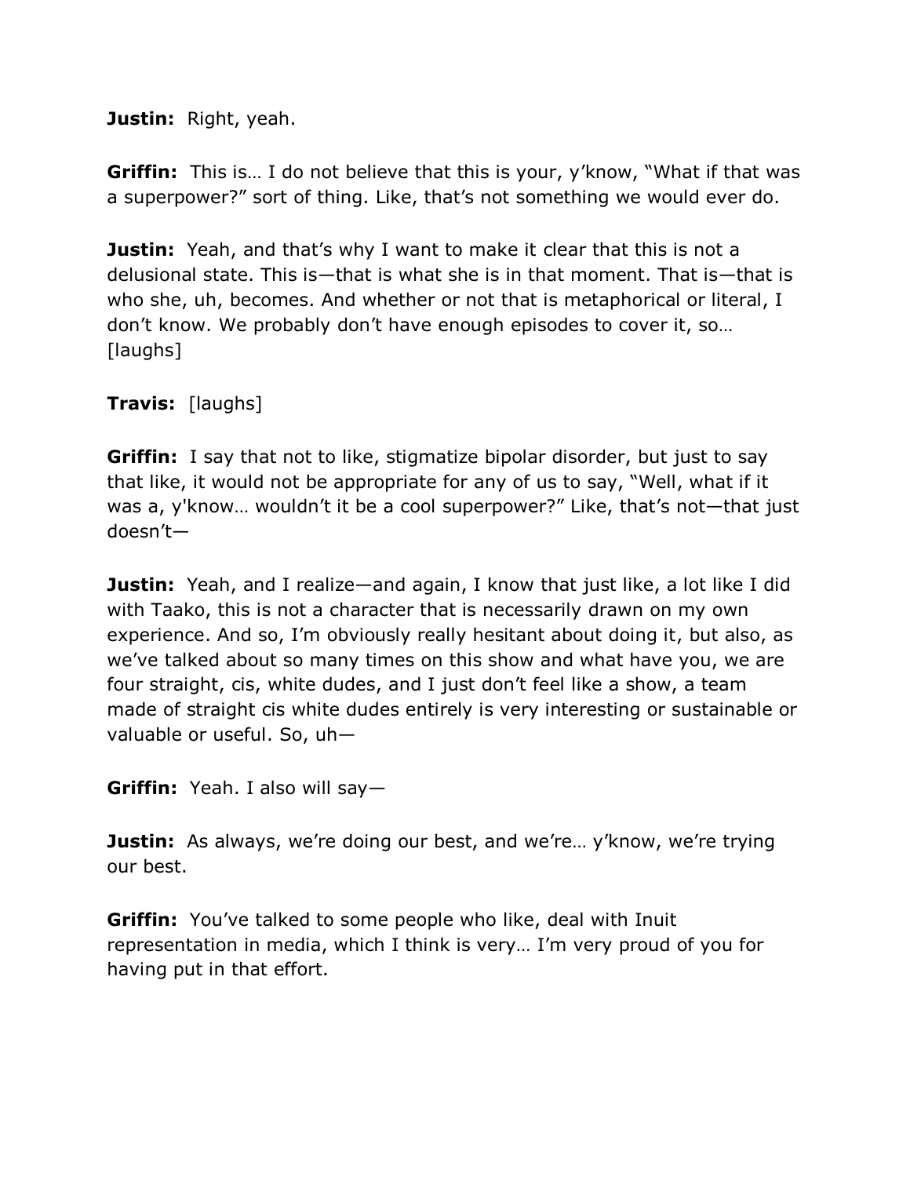**Justin:** Right, yeah.

**Griffin:** This is… I do not believe that this is your, y'know, "What if that was a superpower?" sort of thing. Like, that's not something we would ever do.

**Justin:** Yeah, and that's why I want to make it clear that this is not a delusional state. This is—that is what she is in that moment. That is—that is who she, uh, becomes. And whether or not that is metaphorical or literal, I don't know. We probably don't have enough episodes to cover it, so… [laughs]

**Travis:** [laughs]

**Griffin:** I say that not to like, stigmatize bipolar disorder, but just to say that like, it would not be appropriate for any of us to say, "Well, what if it was a, y'know… wouldn't it be a cool superpower?" Like, that's not—that just doesn't—

**Justin:** Yeah, and I realize—and again, I know that just like, a lot like I did with Taako, this is not a character that is necessarily drawn on my own experience. And so, I'm obviously really hesitant about doing it, but also, as we've talked about so many times on this show and what have you, we are four straight, cis, white dudes, and I just don't feel like a show, a team made of straight cis white dudes entirely is very interesting or sustainable or valuable or useful. So, uh—

**Griffin:** Yeah. I also will say—

**Justin:** As always, we're doing our best, and we're… y'know, we're trying our best.

**Griffin:** You've talked to some people who like, deal with Inuit representation in media, which I think is very… I'm very proud of you for having put in that effort.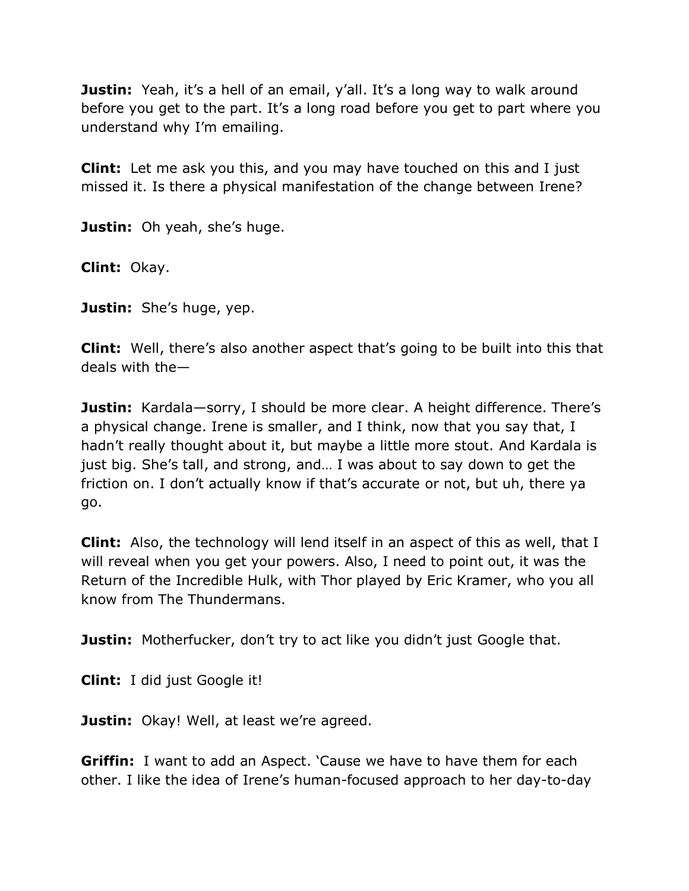**Justin:** Yeah, it's a hell of an email, y'all. It's a long way to walk around before you get to the part. It's a long road before you get to part where you understand why I'm emailing.

**Clint:** Let me ask you this, and you may have touched on this and I just missed it. Is there a physical manifestation of the change between Irene?

**Justin:** Oh yeah, she's huge.

**Clint:** Okay.

**Justin:** She's huge, yep.

**Clint:** Well, there's also another aspect that's going to be built into this that deals with the—

**Justin:** Kardala—sorry, I should be more clear. A height difference. There's a physical change. Irene is smaller, and I think, now that you say that, I hadn't really thought about it, but maybe a little more stout. And Kardala is just big. She's tall, and strong, and… I was about to say down to get the friction on. I don't actually know if that's accurate or not, but uh, there ya go.

**Clint:** Also, the technology will lend itself in an aspect of this as well, that I will reveal when you get your powers. Also, I need to point out, it was the Return of the Incredible Hulk, with Thor played by Eric Kramer, who you all know from The Thundermans.

**Justin:** Motherfucker, don't try to act like you didn't just Google that.

**Clint:** I did just Google it!

**Justin:** Okay! Well, at least we're agreed.

**Griffin:** I want to add an Aspect. 'Cause we have to have them for each other. I like the idea of Irene's human-focused approach to her day-to-day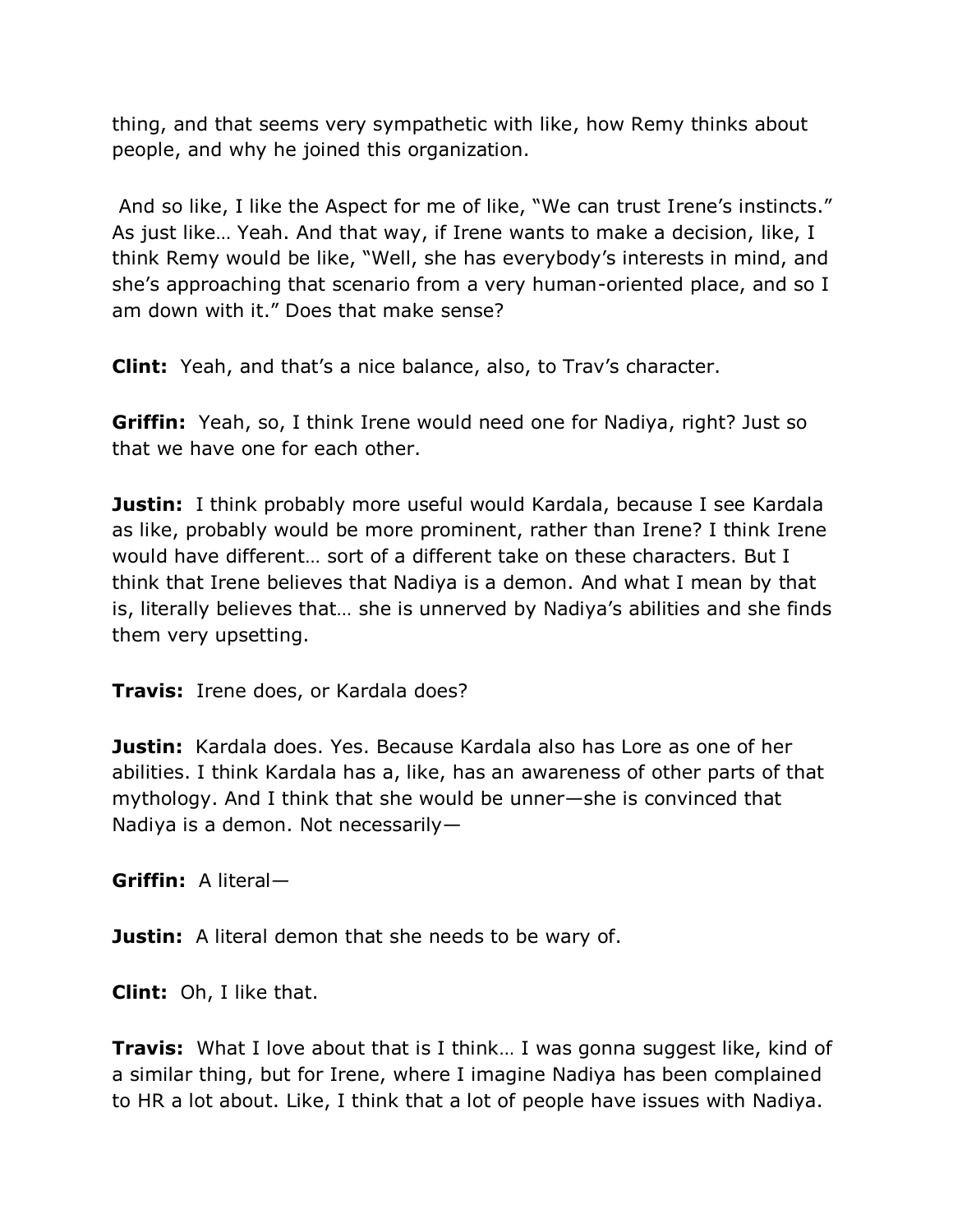thing, and that seems very sympathetic with like, how Remy thinks about people, and why he joined this organization.

And so like, I like the Aspect for me of like, "We can trust Irene's instincts." As just like… Yeah. And that way, if Irene wants to make a decision, like, I think Remy would be like, "Well, she has everybody's interests in mind, and she's approaching that scenario from a very human-oriented place, and so I am down with it." Does that make sense?

**Clint:** Yeah, and that's a nice balance, also, to Trav's character.

**Griffin:** Yeah, so, I think Irene would need one for Nadiya, right? Just so that we have one for each other.

**Justin:** I think probably more useful would Kardala, because I see Kardala as like, probably would be more prominent, rather than Irene? I think Irene would have different… sort of a different take on these characters. But I think that Irene believes that Nadiya is a demon. And what I mean by that is, literally believes that… she is unnerved by Nadiya's abilities and she finds them very upsetting.

**Travis:** Irene does, or Kardala does?

**Justin:** Kardala does. Yes. Because Kardala also has Lore as one of her abilities. I think Kardala has a, like, has an awareness of other parts of that mythology. And I think that she would be unner—she is convinced that Nadiya is a demon. Not necessarily—

**Griffin:** A literal—

**Justin:** A literal demon that she needs to be wary of.

**Clint:** Oh, I like that.

**Travis:** What I love about that is I think… I was gonna suggest like, kind of a similar thing, but for Irene, where I imagine Nadiya has been complained to HR a lot about. Like, I think that a lot of people have issues with Nadiya.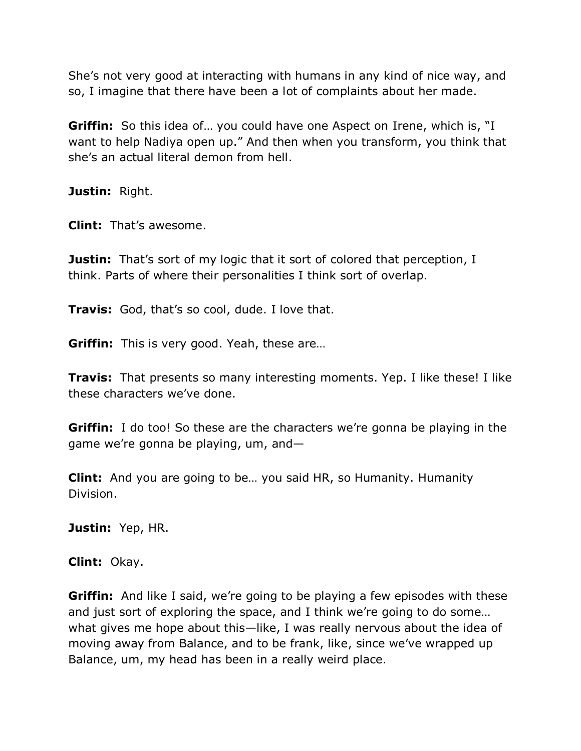She's not very good at interacting with humans in any kind of nice way, and so, I imagine that there have been a lot of complaints about her made.

**Griffin:** So this idea of… you could have one Aspect on Irene, which is, "I want to help Nadiya open up." And then when you transform, you think that she's an actual literal demon from hell.

**Justin:** Right.

**Clint:** That's awesome.

**Justin:** That's sort of my logic that it sort of colored that perception, I think. Parts of where their personalities I think sort of overlap.

**Travis:** God, that's so cool, dude. I love that.

**Griffin:** This is very good. Yeah, these are…

**Travis:** That presents so many interesting moments. Yep. I like these! I like these characters we've done.

**Griffin:** I do too! So these are the characters we're gonna be playing in the game we're gonna be playing, um, and—

**Clint:** And you are going to be… you said HR, so Humanity. Humanity Division.

**Justin:** Yep, HR.

**Clint:** Okay.

**Griffin:** And like I said, we're going to be playing a few episodes with these and just sort of exploring the space, and I think we're going to do some… what gives me hope about this—like, I was really nervous about the idea of moving away from Balance, and to be frank, like, since we've wrapped up Balance, um, my head has been in a really weird place.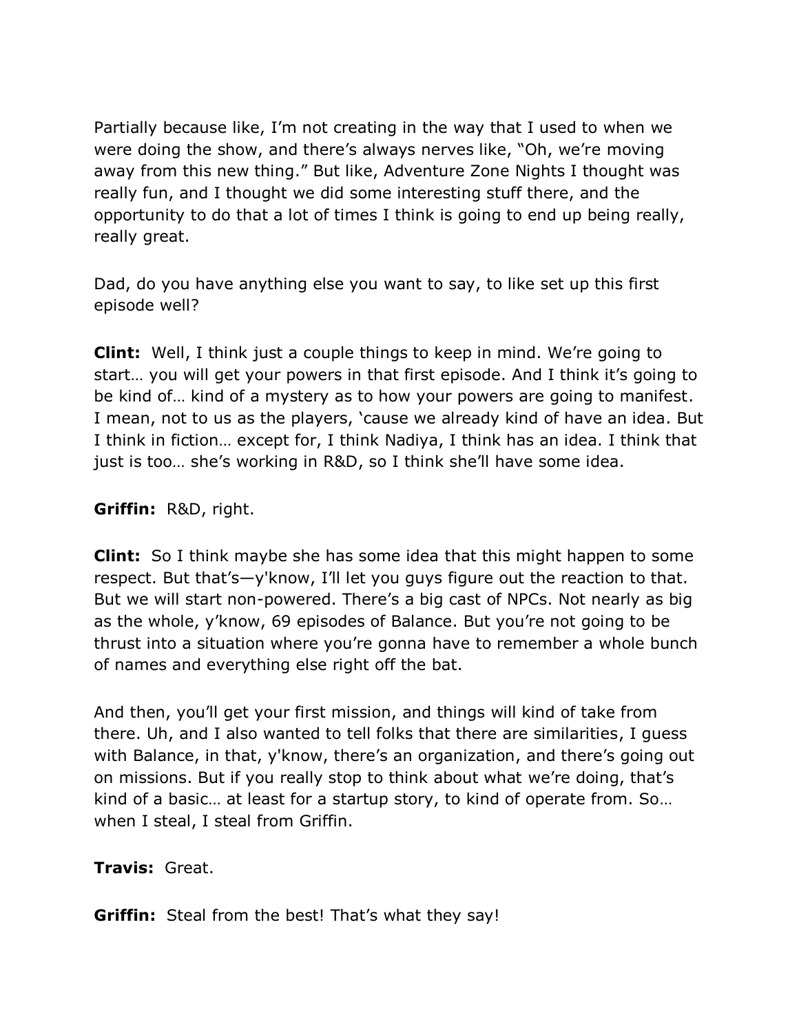Partially because like, I'm not creating in the way that I used to when we were doing the show, and there's always nerves like, "Oh, we're moving away from this new thing." But like, Adventure Zone Nights I thought was really fun, and I thought we did some interesting stuff there, and the opportunity to do that a lot of times I think is going to end up being really, really great.

Dad, do you have anything else you want to say, to like set up this first episode well?

**Clint:** Well, I think just a couple things to keep in mind. We're going to start… you will get your powers in that first episode. And I think it's going to be kind of… kind of a mystery as to how your powers are going to manifest. I mean, not to us as the players, 'cause we already kind of have an idea. But I think in fiction… except for, I think Nadiya, I think has an idea. I think that just is too… she's working in R&D, so I think she'll have some idea.

**Griffin:** R&D, right.

**Clint:** So I think maybe she has some idea that this might happen to some respect. But that's—y'know, I'll let you guys figure out the reaction to that. But we will start non-powered. There's a big cast of NPCs. Not nearly as big as the whole, y'know, 69 episodes of Balance. But you're not going to be thrust into a situation where you're gonna have to remember a whole bunch of names and everything else right off the bat.

And then, you'll get your first mission, and things will kind of take from there. Uh, and I also wanted to tell folks that there are similarities, I guess with Balance, in that, y'know, there's an organization, and there's going out on missions. But if you really stop to think about what we're doing, that's kind of a basic… at least for a startup story, to kind of operate from. So… when I steal, I steal from Griffin.

**Travis:** Great.

**Griffin:** Steal from the best! That's what they say!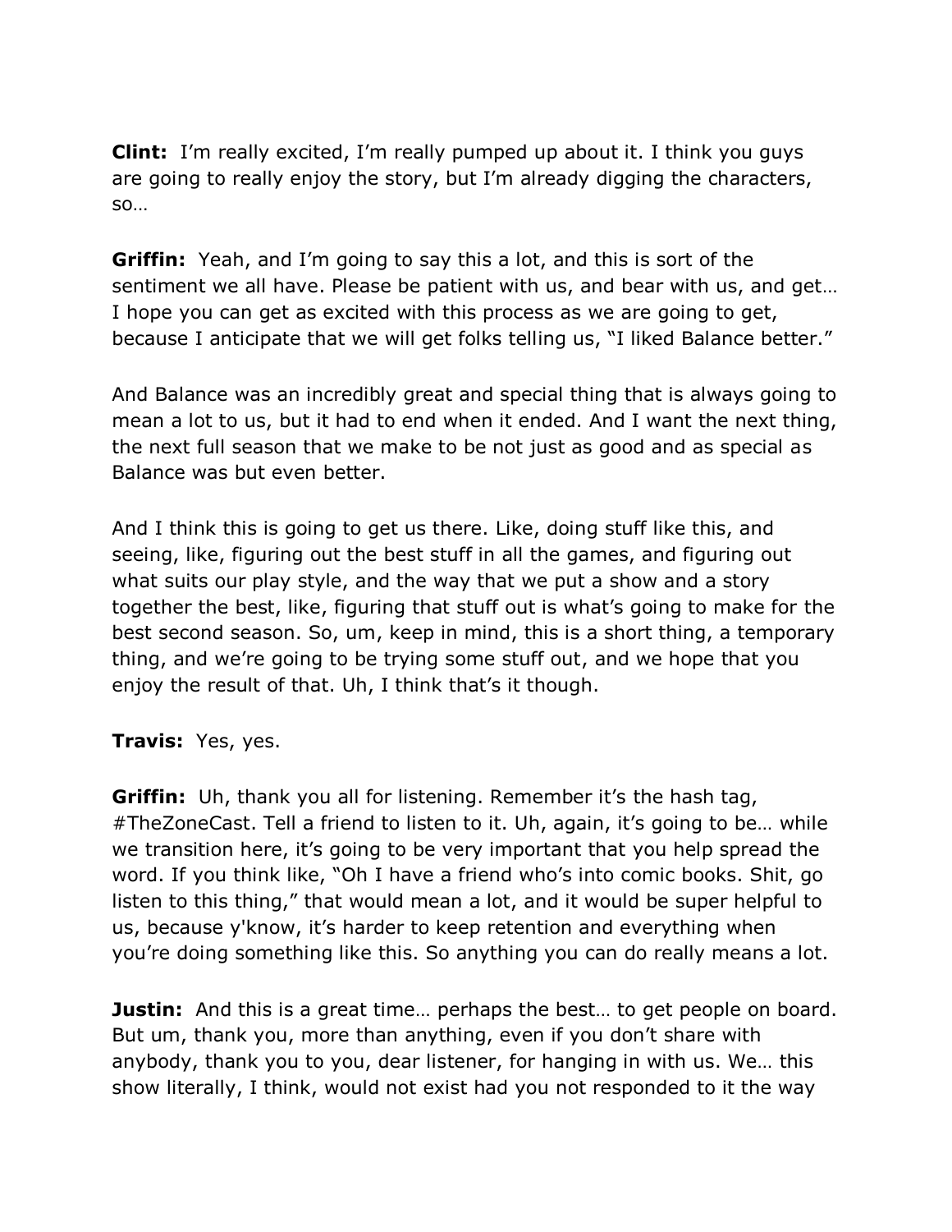**Clint:** I'm really excited, I'm really pumped up about it. I think you guys are going to really enjoy the story, but I'm already digging the characters, so…

**Griffin:** Yeah, and I'm going to say this a lot, and this is sort of the sentiment we all have. Please be patient with us, and bear with us, and get… I hope you can get as excited with this process as we are going to get, because I anticipate that we will get folks telling us, "I liked Balance better."

And Balance was an incredibly great and special thing that is always going to mean a lot to us, but it had to end when it ended. And I want the next thing, the next full season that we make to be not just as good and as special as Balance was but even better.

And I think this is going to get us there. Like, doing stuff like this, and seeing, like, figuring out the best stuff in all the games, and figuring out what suits our play style, and the way that we put a show and a story together the best, like, figuring that stuff out is what's going to make for the best second season. So, um, keep in mind, this is a short thing, a temporary thing, and we're going to be trying some stuff out, and we hope that you enjoy the result of that. Uh, I think that's it though.

**Travis:** Yes, yes.

**Griffin:** Uh, thank you all for listening. Remember it's the hash tag, #TheZoneCast. Tell a friend to listen to it. Uh, again, it's going to be… while we transition here, it's going to be very important that you help spread the word. If you think like, "Oh I have a friend who's into comic books. Shit, go listen to this thing," that would mean a lot, and it would be super helpful to us, because y'know, it's harder to keep retention and everything when you're doing something like this. So anything you can do really means a lot.

**Justin:** And this is a great time… perhaps the best… to get people on board. But um, thank you, more than anything, even if you don't share with anybody, thank you to you, dear listener, for hanging in with us. We… this show literally, I think, would not exist had you not responded to it the way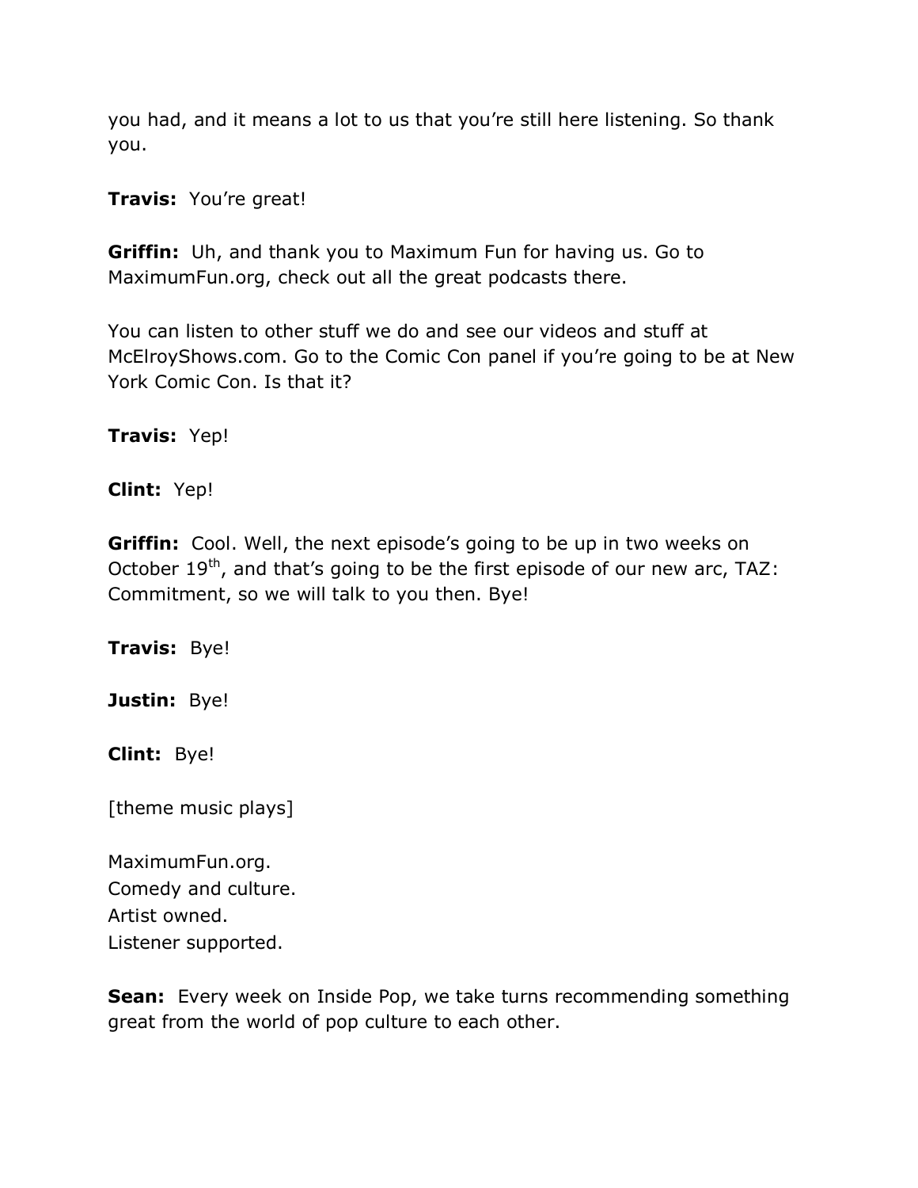you had, and it means a lot to us that you're still here listening. So thank you.

**Travis:** You're great!

**Griffin:** Uh, and thank you to Maximum Fun for having us. Go to MaximumFun.org, check out all the great podcasts there.

You can listen to other stuff we do and see our videos and stuff at McElroyShows.com. Go to the Comic Con panel if you're going to be at New York Comic Con. Is that it?

**Travis:** Yep!

**Clint:** Yep!

**Griffin:** Cool. Well, the next episode's going to be up in two weeks on October 19th, and that's going to be the first episode of our new arc, TAZ: Commitment, so we will talk to you then. Bye!

**Travis:** Bye!

**Justin:** Bye!

**Clint:** Bye!

[theme music plays]

MaximumFun.org.
Comedy and culture.
Artist owned.
Listener supported.

**Sean:** Every week on Inside Pop, we take turns recommending something great from the world of pop culture to each other.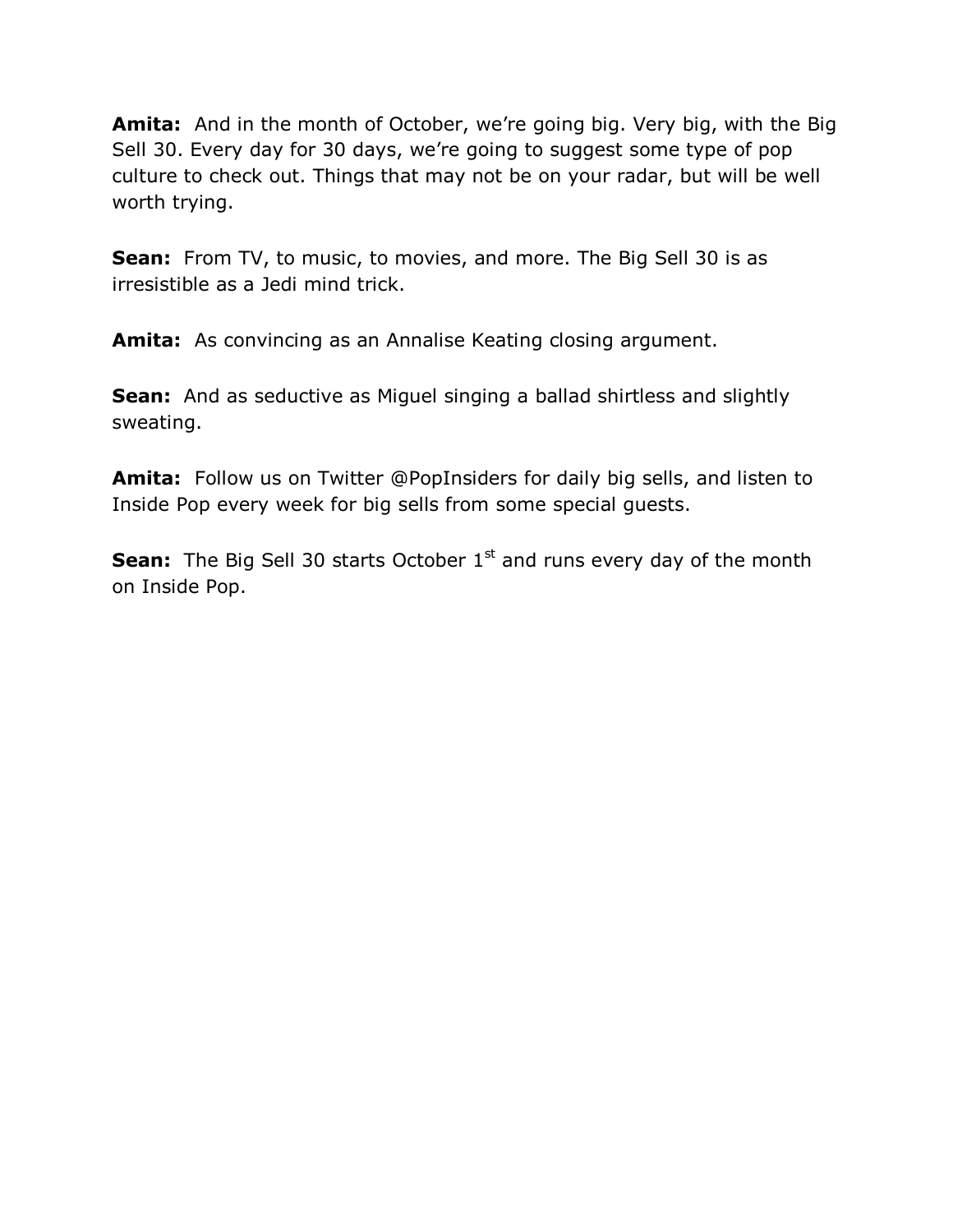**Amita:** And in the month of October, we're going big. Very big, with the Big Sell 30. Every day for 30 days, we're going to suggest some type of pop culture to check out. Things that may not be on your radar, but will be well worth trying.

**Sean:** From TV, to music, to movies, and more. The Big Sell 30 is as irresistible as a Jedi mind trick.

**Amita:** As convincing as an Annalise Keating closing argument.

**Sean:** And as seductive as Miguel singing a ballad shirtless and slightly sweating.

**Amita:** Follow us on Twitter @PopInsiders for daily big sells, and listen to Inside Pop every week for big sells from some special guests.

**Sean:** The Big Sell 30 starts October 1st and runs every day of the month on Inside Pop.